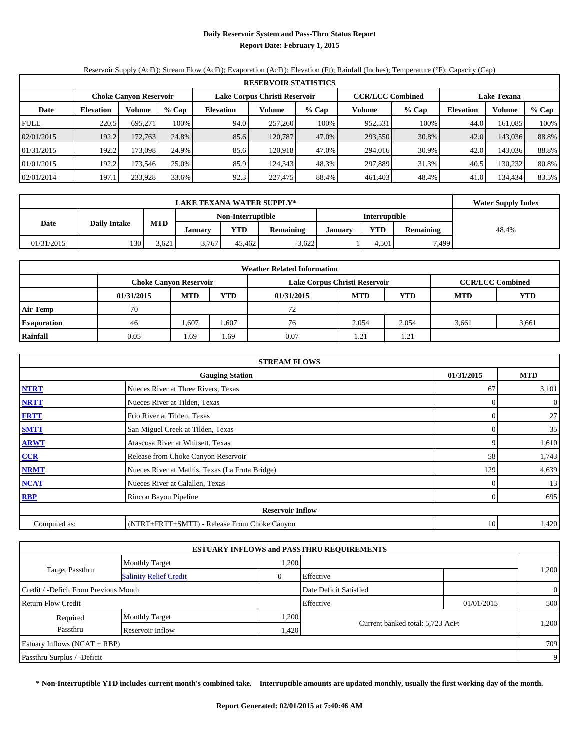# Daily Reservoir System and Pass-Thru Status Report

**Report Date: February 1, 2015**

Reservoir Supply (AcFt); Stream Flow (AcFt); Evaporation (AcFt); Elevation (Ft); Rainfall (Inches); Temperature (°F); Capacity (Cap)

| RESERVOIR STATISTICS | | | | | | | | | | | |
|---|---|---|---|---|---|---|---|---|---|---|---|
| | Choke Canyon Reservoir | | | Lake Corpus Christi Reservoir | | | CCR/LCC Combined | | Lake Texana | | |
| Date | Elevation | Volume | % Cap | Elevation | Volume | % Cap | Volume | % Cap | Elevation | Volume | % Cap |
| FULL | 220.5 | 695,271 | 100% | 94.0 | 257,260 | 100% | 952,531 | 100% | 44.0 | 161,085 | 100% |
| 02/01/2015 | 192.2 | 172,763 | 24.8% | 85.6 | 120,787 | 47.0% | 293,550 | 30.8% | 42.0 | 143,036 | 88.8% |
| 01/31/2015 | 192.2 | 173,098 | 24.9% | 85.6 | 120,918 | 47.0% | 294,016 | 30.9% | 42.0 | 143,036 | 88.8% |
| 01/01/2015 | 192.2 | 173,546 | 25.0% | 85.9 | 124,343 | 48.3% | 297,889 | 31.3% | 40.5 | 130,232 | 80.8% |
| 02/01/2014 | 197.1 | 233,928 | 33.6% | 92.3 | 227,475 | 88.4% | 461,403 | 48.4% | 41.0 | 134,434 | 83.5% |

| LAKE TEXANA WATER SUPPLY* | | | | | | | | | Water Supply Index |
|---|---|---|---|---|---|---|---|---|---|
| Date | Daily Intake | MTD | Non-Interruptible | | | Interruptible | | | |
| | | | January | YTD | Remaining | January | YTD | Remaining | |
| 01/31/2015 | 130 | 3,621 | 3,767 | 45,462 | -3,622 | 1 | 4,501 | 7,499 | 48.4% |

| Weather Related Information | | | | | | | | |
|---|---|---|---|---|---|---|---|---|
| | Choke Canyon Reservoir | | | Lake Corpus Christi Reservoir | | | CCR/LCC Combined | |
| | 01/31/2015 | MTD | YTD | 01/31/2015 | MTD | YTD | MTD | YTD |
| Air Temp | 70 | | | 72 | | | | |
| Evaporation | 46 | 1,607 | 1,607 | 76 | 2,054 | 2,054 | 3,661 | 3,661 |
| Rainfall | 0.05 | 1.69 | 1.69 | 0.07 | 1.21 | 1.21 | | |

| STREAM FLOWS | | | |
|---|---|---|---|
| | Gauging Station | 01/31/2015 | MTD |
| NTRT | Nueces River at Three Rivers, Texas | 67 | 3,101 |
| NRTT | Nueces River at Tilden, Texas | 0 | 0 |
| FRTT | Frio River at Tilden, Texas | 0 | 27 |
| SMTT | San Miguel Creek at Tilden, Texas | 0 | 35 |
| ARWT | Atascosa River at Whitsett, Texas | 9 | 1,610 |
| CCR | Release from Choke Canyon Reservoir | 58 | 1,743 |
| NRMT | Nueces River at Mathis, Texas (La Fruta Bridge) | 129 | 4,639 |
| NCAT | Nueces River at Calallen, Texas | 0 | 13 |
| RBP | Rincon Bayou Pipeline | 0 | 695 |
| Reservoir Inflow | | | |
| Computed as: | (NTRT+FRTT+SMTT) - Release From Choke Canyon | 10 | 1,420 |

| ESTUARY INFLOWS and PASSTHRU REQUIREMENTS | | | | | |
|---|---|---|---|---|---|
| Target Passthru | Monthly Target | 1,200 | | | 1,200 |
| | Salinity Relief Credit | 0 | Effective | | |
| Credit / -Deficit From Previous Month | | | Date Deficit Satisfied | | 0 |
| Return Flow Credit | | | Effective | 01/01/2015 | 500 |
| Required Passthru | Monthly Target | 1,200 | Current banked total: 5,723 AcFt | | 1,200 |
| | Reservoir Inflow | 1,420 | | | |
| Estuary Inflows (NCAT + RBP) | | | | | 709 |
| Passthru Surplus / -Deficit | | | | | 9 |

**\* Non-Interruptible YTD includes current month's combined take. Interruptible amounts are updated monthly, usually the first working day of the month.**

**Report Generated: 02/01/2015 at 7:40:46 AM**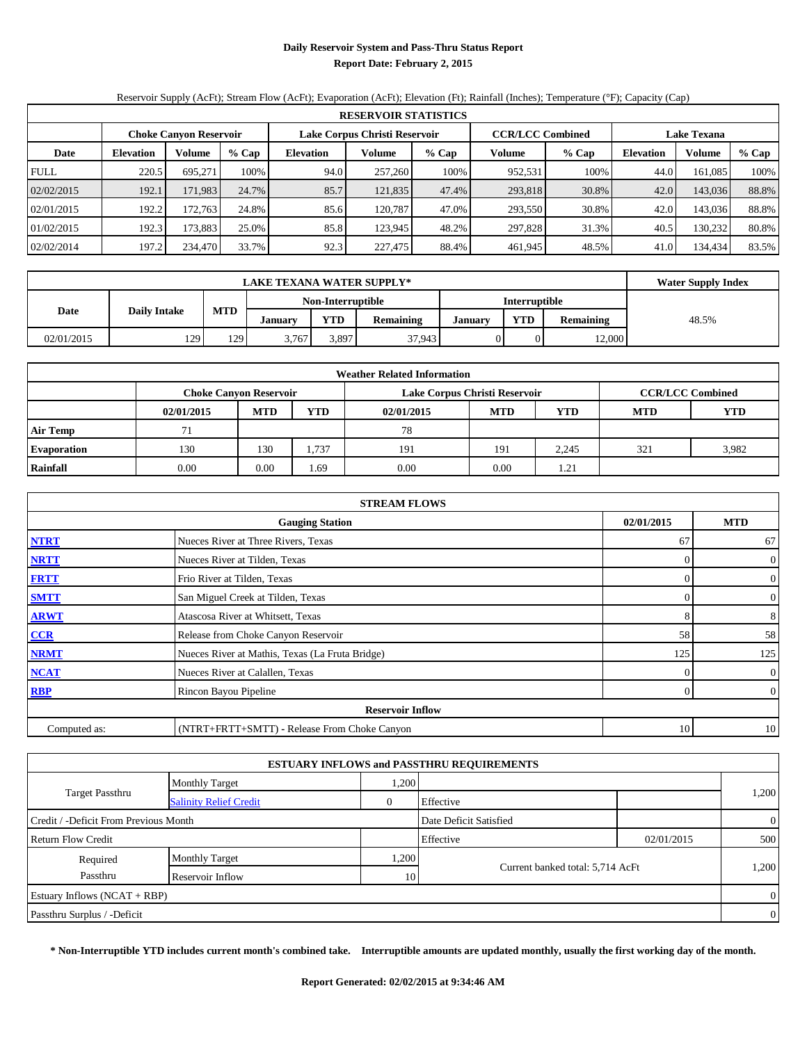# Daily Reservoir System and Pass-Thru Status Report

## Report Date: February 2, 2015

Reservoir Supply (AcFt); Stream Flow (AcFt); Evaporation (AcFt); Elevation (Ft); Rainfall (Inches); Temperature (°F); Capacity (Cap)

| RESERVOIR STATISTICS | | | | | | | | | | | |
|---|---|---|---|---|---|---|---|---|---|---|---|
| | Choke Canyon Reservoir | | | Lake Corpus Christi Reservoir | | | CCR/LCC Combined | | Lake Texana | | |
| Date | Elevation | Volume | % Cap | Elevation | Volume | % Cap | Volume | % Cap | Elevation | Volume | % Cap |
| FULL | 220.5 | 695,271 | 100% | 94.0 | 257,260 | 100% | 952,531 | 100% | 44.0 | 161,085 | 100% |
| 02/02/2015 | 192.1 | 171,983 | 24.7% | 85.7 | 121,835 | 47.4% | 293,818 | 30.8% | 42.0 | 143,036 | 88.8% |
| 02/01/2015 | 192.2 | 172,763 | 24.8% | 85.6 | 120,787 | 47.0% | 293,550 | 30.8% | 42.0 | 143,036 | 88.8% |
| 01/02/2015 | 192.3 | 173,883 | 25.0% | 85.8 | 123,945 | 48.2% | 297,828 | 31.3% | 40.5 | 130,232 | 80.8% |
| 02/02/2014 | 197.2 | 234,470 | 33.7% | 92.3 | 227,475 | 88.4% | 461,945 | 48.5% | 41.0 | 134,434 | 83.5% |

| LAKE TEXANA WATER SUPPLY* | | | | | | | | | Water Supply Index |
|---|---|---|---|---|---|---|---|---|---|
| Date | Daily Intake | MTD | Non-Interruptible | | | Interruptible | | | |
| | | | January | YTD | Remaining | January | YTD | Remaining | |
| 02/01/2015 | 129 | 129 | 3,767 | 3,897 | 37,943 | 0 | 0 | 12,000 | 48.5% |

| Weather Related Information | | | | | | | | |
|---|---|---|---|---|---|---|---|---|
| | Choke Canyon Reservoir | | | Lake Corpus Christi Reservoir | | | CCR/LCC Combined | |
| | 02/01/2015 | MTD | YTD | 02/01/2015 | MTD | YTD | MTD | YTD |
| Air Temp | 71 | | | 78 | | | | |
| Evaporation | 130 | 130 | 1,737 | 191 | 191 | 2,245 | 321 | 3,982 |
| Rainfall | 0.00 | 0.00 | 1.69 | 0.00 | 0.00 | 1.21 | | |

| STREAM FLOWS | | | |
|---|---|---|---|
| | Gauging Station | 02/01/2015 | MTD |
| NTRT | Nueces River at Three Rivers, Texas | 67 | 67 |
| NRTT | Nueces River at Tilden, Texas | 0 | 0 |
| FRTT | Frio River at Tilden, Texas | 0 | 0 |
| SMTT | San Miguel Creek at Tilden, Texas | 0 | 0 |
| ARWT | Atascosa River at Whitsett, Texas | 8 | 8 |
| CCR | Release from Choke Canyon Reservoir | 58 | 58 |
| NRMT | Nueces River at Mathis, Texas (La Fruta Bridge) | 125 | 125 |
| NCAT | Nueces River at Calallen, Texas | 0 | 0 |
| RBP | Rincon Bayou Pipeline | 0 | 0 |
| Reservoir Inflow | | | |
| Computed as: | (NTRT+FRTT+SMTT) - Release From Choke Canyon | 10 | 10 |

| ESTUARY INFLOWS and PASSTHRU REQUIREMENTS | | | | | |
|---|---|---|---|---|---|
| Target Passthru | Monthly Target | 1,200 | | | 1,200 |
| | Salinity Relief Credit | 0 | Effective | | |
| Credit / -Deficit From Previous Month | | | Date Deficit Satisfied | | 0 |
| Return Flow Credit | | | Effective | 02/01/2015 | 500 |
| Required Passthru | Monthly Target | 1,200 | Current banked total: 5,714 AcFt | | 1,200 |
| | Reservoir Inflow | 10 | | | |
| Estuary Inflows (NCAT + RBP) | | | | | 0 |
| Passthru Surplus / -Deficit | | | | | 0 |

**\* Non-Interruptible YTD includes current month's combined take. Interruptible amounts are updated monthly, usually the first working day of the month.**

**Report Generated: 02/02/2015 at 9:34:46 AM**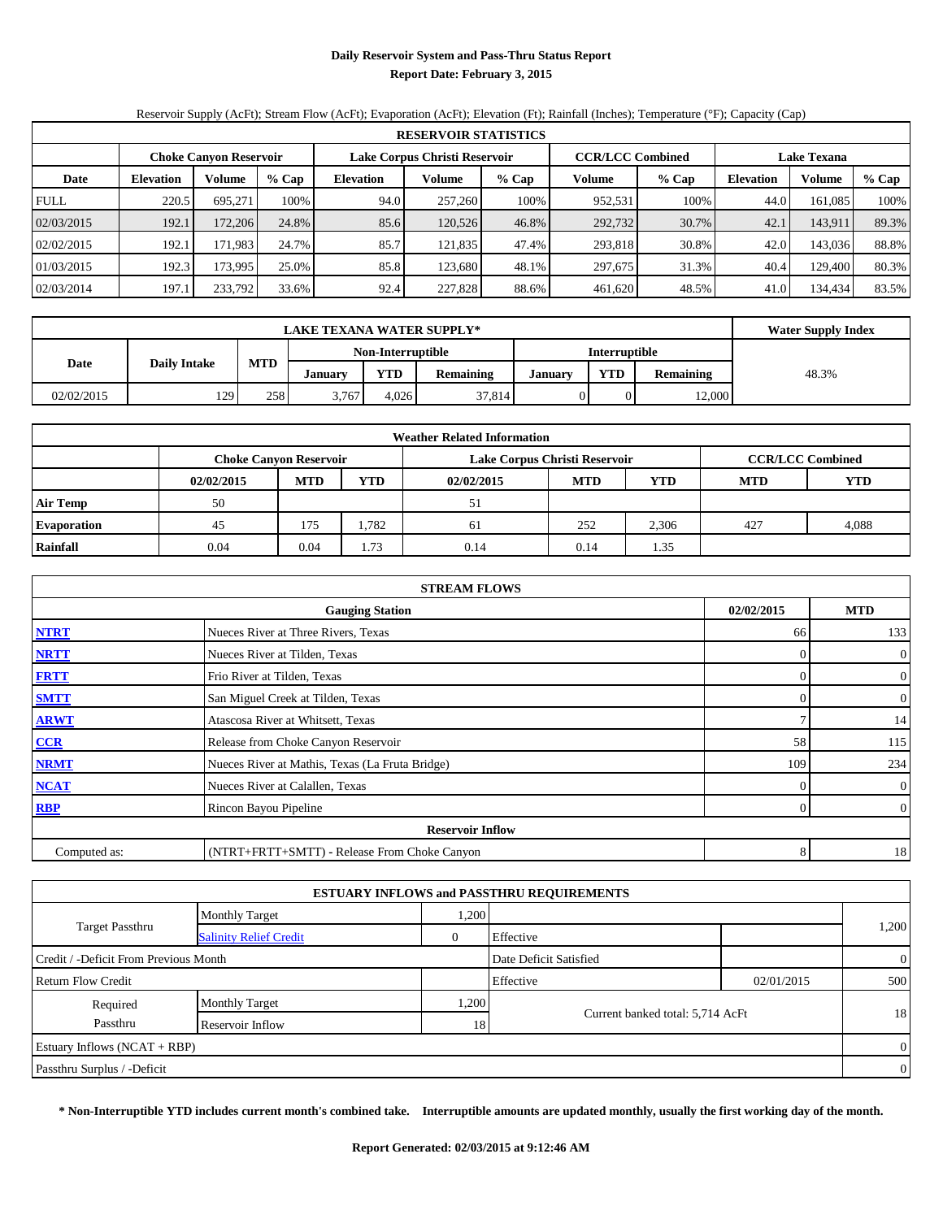# Daily Reservoir System and Pass-Thru Status Report

## Report Date: February 3, 2015

Reservoir Supply (AcFt); Stream Flow (AcFt); Evaporation (AcFt); Elevation (Ft); Rainfall (Inches); Temperature (°F); Capacity (Cap)

| RESERVOIR STATISTICS | | | | | | | | | | | |
|---|---|---|---|---|---|---|---|---|---|---|---|
| | Choke Canyon Reservoir | | | Lake Corpus Christi Reservoir | | | CCR/LCC Combined | | Lake Texana | | |
| Date | Elevation | Volume | % Cap | Elevation | Volume | % Cap | Volume | % Cap | Elevation | Volume | % Cap |
| FULL | 220.5 | 695,271 | 100% | 94.0 | 257,260 | 100% | 952,531 | 100% | 44.0 | 161,085 | 100% |
| 02/03/2015 | 192.1 | 172,206 | 24.8% | 85.6 | 120,526 | 46.8% | 292,732 | 30.7% | 42.1 | 143,911 | 89.3% |
| 02/02/2015 | 192.1 | 171,983 | 24.7% | 85.7 | 121,835 | 47.4% | 293,818 | 30.8% | 42.0 | 143,036 | 88.8% |
| 01/03/2015 | 192.3 | 173,995 | 25.0% | 85.8 | 123,680 | 48.1% | 297,675 | 31.3% | 40.4 | 129,400 | 80.3% |
| 02/03/2014 | 197.1 | 233,792 | 33.6% | 92.4 | 227,828 | 88.6% | 461,620 | 48.5% | 41.0 | 134,434 | 83.5% |

| LAKE TEXANA WATER SUPPLY* | | | | | | | | | Water Supply Index |
|---|---|---|---|---|---|---|---|---|---|
| Date | Daily Intake | MTD | Non-Interruptible | | | Interruptible | | | |
| | | | January | YTD | Remaining | January | YTD | Remaining | |
| 02/02/2015 | 129 | 258 | 3,767 | 4,026 | 37,814 | 0 | 0 | 12,000 | 48.3% |

| Weather Related Information | | | | | | | | |
|---|---|---|---|---|---|---|---|---|
| | Choke Canyon Reservoir | | | Lake Corpus Christi Reservoir | | | CCR/LCC Combined | |
| | 02/02/2015 | MTD | YTD | 02/02/2015 | MTD | YTD | MTD | YTD |
| Air Temp | 50 | | | 51 | | | | |
| Evaporation | 45 | 175 | 1,782 | 61 | 252 | 2,306 | 427 | 4,088 |
| Rainfall | 0.04 | 0.04 | 1.73 | 0.14 | 0.14 | 1.35 | | |

| STREAM FLOWS | | | |
|---|---|---|---|
| | Gauging Station | 02/02/2015 | MTD |
| NTRT | Nueces River at Three Rivers, Texas | 66 | 133 |
| NRTT | Nueces River at Tilden, Texas | 0 | 0 |
| FRTT | Frio River at Tilden, Texas | 0 | 0 |
| SMTT | San Miguel Creek at Tilden, Texas | 0 | 0 |
| ARWT | Atascosa River at Whitsett, Texas | 7 | 14 |
| CCR | Release from Choke Canyon Reservoir | 58 | 115 |
| NRMT | Nueces River at Mathis, Texas (La Fruta Bridge) | 109 | 234 |
| NCAT | Nueces River at Calallen, Texas | 0 | 0 |
| RBP | Rincon Bayou Pipeline | 0 | 0 |
| Reservoir Inflow | | | |
| Computed as: | (NTRT+FRTT+SMTT) - Release From Choke Canyon | 8 | 18 |

| ESTUARY INFLOWS and PASSTHRU REQUIREMENTS | | | | | |
|---|---|---|---|---|---|
| Target Passthru | Monthly Target | 1,200 | | | 1,200 |
| | Salinity Relief Credit | 0 | Effective | | |
| Credit / -Deficit From Previous Month | | | Date Deficit Satisfied | | 0 |
| Return Flow Credit | | | Effective | 02/01/2015 | 500 |
| Required Passthru | Monthly Target | 1,200 | Current banked total: 5,714 AcFt | | 18 |
| | Reservoir Inflow | 18 | | | |
| Estuary Inflows (NCAT + RBP) | | | | | 0 |
| Passthru Surplus / -Deficit | | | | | 0 |

**\* Non-Interruptible YTD includes current month's combined take. Interruptible amounts are updated monthly, usually the first working day of the month.**

**Report Generated: 02/03/2015 at 9:12:46 AM**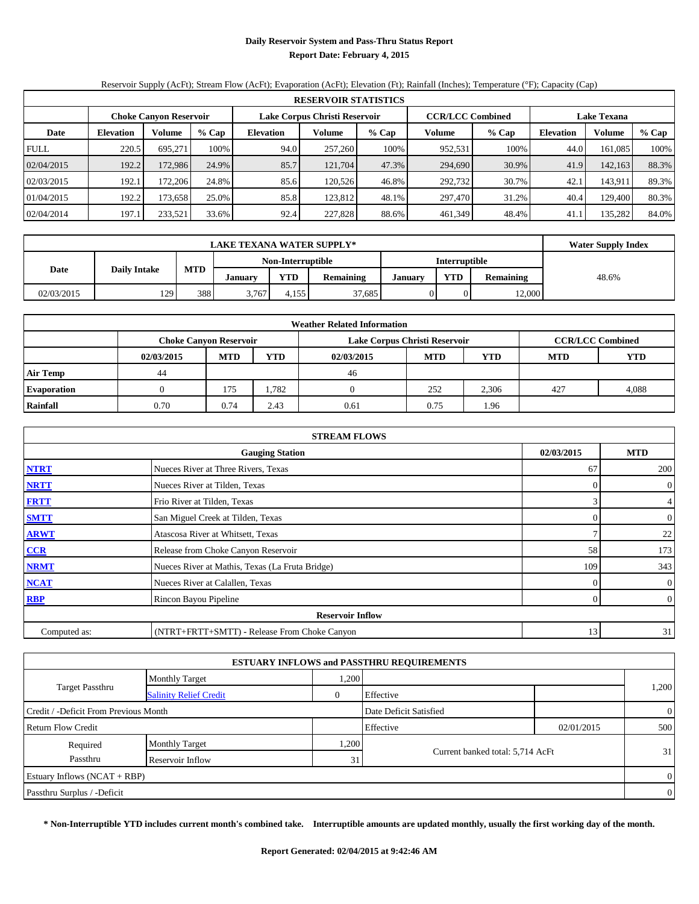# Daily Reservoir System and Pass-Thru Status Report

## Report Date: February 4, 2015

Reservoir Supply (AcFt); Stream Flow (AcFt); Evaporation (AcFt); Elevation (Ft); Rainfall (Inches); Temperature (°F); Capacity (Cap)

| RESERVOIR STATISTICS | | | | | | | | | | | |
|---|---|---|---|---|---|---|---|---|---|---|---|
| | Choke Canyon Reservoir | | | Lake Corpus Christi Reservoir | | | CCR/LCC Combined | | Lake Texana | | |
| Date | Elevation | Volume | % Cap | Elevation | Volume | % Cap | Volume | % Cap | Elevation | Volume | % Cap |
| FULL | 220.5 | 695,271 | 100% | 94.0 | 257,260 | 100% | 952,531 | 100% | 44.0 | 161,085 | 100% |
| 02/04/2015 | 192.2 | 172,986 | 24.9% | 85.7 | 121,704 | 47.3% | 294,690 | 30.9% | 41.9 | 142,163 | 88.3% |
| 02/03/2015 | 192.1 | 172,206 | 24.8% | 85.6 | 120,526 | 46.8% | 292,732 | 30.7% | 42.1 | 143,911 | 89.3% |
| 01/04/2015 | 192.2 | 173,658 | 25.0% | 85.8 | 123,812 | 48.1% | 297,470 | 31.2% | 40.4 | 129,400 | 80.3% |
| 02/04/2014 | 197.1 | 233,521 | 33.6% | 92.4 | 227,828 | 88.6% | 461,349 | 48.4% | 41.1 | 135,282 | 84.0% |

| LAKE TEXANA WATER SUPPLY* | | | | | | | | | Water Supply Index |
|---|---|---|---|---|---|---|---|---|---|
| Date | Daily Intake | MTD | Non-Interruptible | | | Interruptible | | | |
| | | | January | YTD | Remaining | January | YTD | Remaining | |
| 02/03/2015 | 129 | 388 | 3,767 | 4,155 | 37,685 | 0 | 0 | 12,000 | 48.6% |

| Weather Related Information | | | | | | | | |
|---|---|---|---|---|---|---|---|---|
| | Choke Canyon Reservoir | | | Lake Corpus Christi Reservoir | | | CCR/LCC Combined | |
| | 02/03/2015 | MTD | YTD | 02/03/2015 | MTD | YTD | MTD | YTD |
| Air Temp | 44 | | | 46 | | | | |
| Evaporation | 0 | 175 | 1,782 | 0 | 252 | 2,306 | 427 | 4,088 |
| Rainfall | 0.70 | 0.74 | 2.43 | 0.61 | 0.75 | 1.96 | | |

| STREAM FLOWS | | | |
|---|---|---|---|
| | Gauging Station | 02/03/2015 | MTD |
| NTRT | Nueces River at Three Rivers, Texas | 67 | 200 |
| NRTT | Nueces River at Tilden, Texas | 0 | 0 |
| FRTT | Frio River at Tilden, Texas | 3 | 4 |
| SMTT | San Miguel Creek at Tilden, Texas | 0 | 0 |
| ARWT | Atascosa River at Whitsett, Texas | 7 | 22 |
| CCR | Release from Choke Canyon Reservoir | 58 | 173 |
| NRMT | Nueces River at Mathis, Texas (La Fruta Bridge) | 109 | 343 |
| NCAT | Nueces River at Calallen, Texas | 0 | 0 |
| RBP | Rincon Bayou Pipeline | 0 | 0 |
| Reservoir Inflow | | | |
| Computed as: | (NTRT+FRTT+SMTT) - Release From Choke Canyon | 13 | 31 |

| ESTUARY INFLOWS and PASSTHRU REQUIREMENTS | | | | | |
|---|---|---|---|---|---|
| Target Passthru | Monthly Target | 1,200 | | | 1,200 |
| | Salinity Relief Credit | 0 | Effective | | |
| Credit / -Deficit From Previous Month | | | Date Deficit Satisfied | | 0 |
| Return Flow Credit | | | Effective | 02/01/2015 | 500 |
| Required Passthru | Monthly Target | 1,200 | Current banked total: 5,714 AcFt | | 31 |
| | Reservoir Inflow | 31 | | | |
| Estuary Inflows (NCAT + RBP) | | | | | 0 |
| Passthru Surplus / -Deficit | | | | | 0 |

**\* Non-Interruptible YTD includes current month's combined take. Interruptible amounts are updated monthly, usually the first working day of the month.**

**Report Generated: 02/04/2015 at 9:42:46 AM**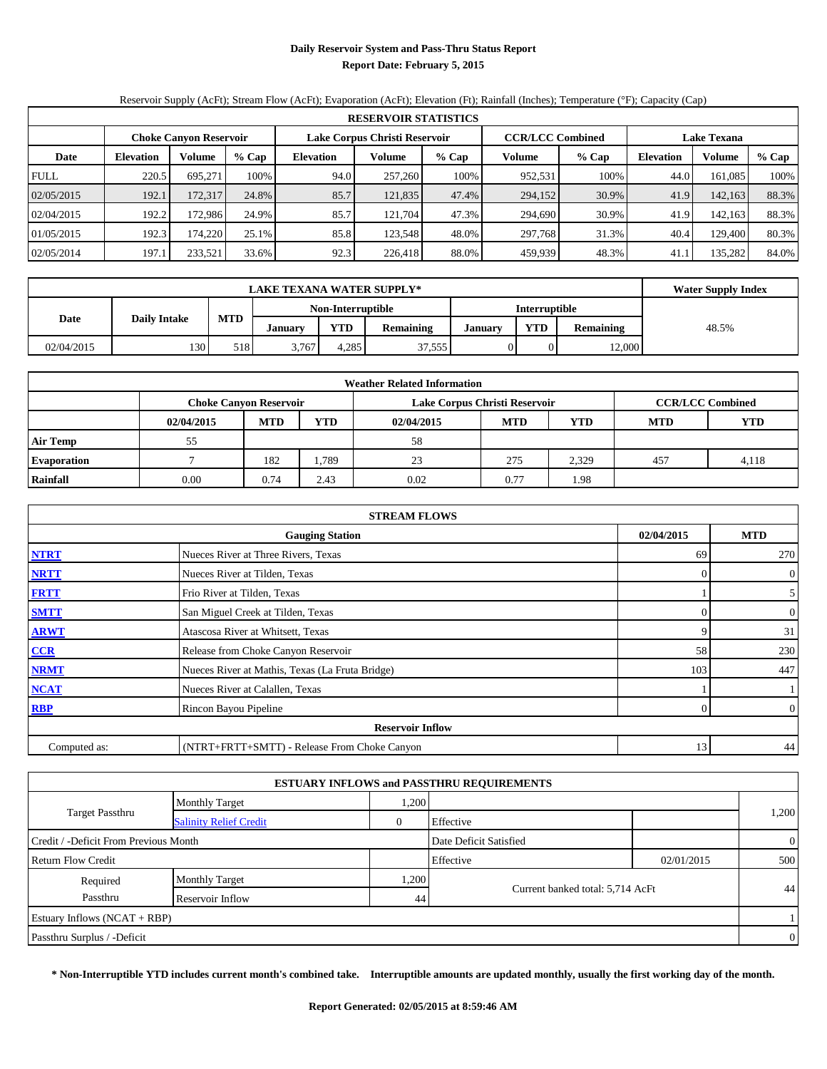# Daily Reservoir System and Pass-Thru Status Report

## Report Date: February 5, 2015

Reservoir Supply (AcFt); Stream Flow (AcFt); Evaporation (AcFt); Elevation (Ft); Rainfall (Inches); Temperature (°F); Capacity (Cap)

| RESERVOIR STATISTICS | | | | | | | | | | | |
|---|---|---|---|---|---|---|---|---|---|---|---|
| | Choke Canyon Reservoir | | | Lake Corpus Christi Reservoir | | | CCR/LCC Combined | | Lake Texana | | |
| Date | Elevation | Volume | % Cap | Elevation | Volume | % Cap | Volume | % Cap | Elevation | Volume | % Cap |
| FULL | 220.5 | 695,271 | 100% | 94.0 | 257,260 | 100% | 952,531 | 100% | 44.0 | 161,085 | 100% |
| 02/05/2015 | 192.1 | 172,317 | 24.8% | 85.7 | 121,835 | 47.4% | 294,152 | 30.9% | 41.9 | 142,163 | 88.3% |
| 02/04/2015 | 192.2 | 172,986 | 24.9% | 85.7 | 121,704 | 47.3% | 294,690 | 30.9% | 41.9 | 142,163 | 88.3% |
| 01/05/2015 | 192.3 | 174,220 | 25.1% | 85.8 | 123,548 | 48.0% | 297,768 | 31.3% | 40.4 | 129,400 | 80.3% |
| 02/05/2014 | 197.1 | 233,521 | 33.6% | 92.3 | 226,418 | 88.0% | 459,939 | 48.3% | 41.1 | 135,282 | 84.0% |

| LAKE TEXANA WATER SUPPLY* | | | | | | | | | Water Supply Index |
|---|---|---|---|---|---|---|---|---|---|
| Date | Daily Intake | MTD | Non-Interruptible | | | Interruptible | | | |
| | | | January | YTD | Remaining | January | YTD | Remaining | |
| 02/04/2015 | 130 | 518 | 3,767 | 4,285 | 37,555 | 0 | 0 | 12,000 | 48.5% |

| Weather Related Information | | | | | | | | |
|---|---|---|---|---|---|---|---|---|
| | Choke Canyon Reservoir | | | Lake Corpus Christi Reservoir | | | CCR/LCC Combined | |
| | 02/04/2015 | MTD | YTD | 02/04/2015 | MTD | YTD | MTD | YTD |
| Air Temp | 55 | | | 58 | | | | |
| Evaporation | 7 | 182 | 1,789 | 23 | 275 | 2,329 | 457 | 4,118 |
| Rainfall | 0.00 | 0.74 | 2.43 | 0.02 | 0.77 | 1.98 | | |

| STREAM FLOWS | | | |
|---|---|---|---|
| | Gauging Station | 02/04/2015 | MTD |
| NTRT | Nueces River at Three Rivers, Texas | 69 | 270 |
| NRTT | Nueces River at Tilden, Texas | 0 | 0 |
| FRTT | Frio River at Tilden, Texas | 1 | 5 |
| SMTT | San Miguel Creek at Tilden, Texas | 0 | 0 |
| ARWT | Atascosa River at Whitsett, Texas | 9 | 31 |
| CCR | Release from Choke Canyon Reservoir | 58 | 230 |
| NRMT | Nueces River at Mathis, Texas (La Fruta Bridge) | 103 | 447 |
| NCAT | Nueces River at Calallen, Texas | 1 | 1 |
| RBP | Rincon Bayou Pipeline | 0 | 0 |
| | Reservoir Inflow | | |
| Computed as: | (NTRT+FRTT+SMTT) - Release From Choke Canyon | 13 | 44 |

| ESTUARY INFLOWS and PASSTHRU REQUIREMENTS | | | | | |
|---|---|---|---|---|---|
| Target Passthru | Monthly Target | 1,200 | | | 1,200 |
| | Salinity Relief Credit | 0 | Effective | | |
| Credit / -Deficit From Previous Month | | | Date Deficit Satisfied | | 0 |
| Return Flow Credit | | | Effective | 02/01/2015 | 500 |
| Required Passthru | Monthly Target | 1,200 | Current banked total: 5,714 AcFt | | 44 |
| | Reservoir Inflow | 44 | | | |
| Estuary Inflows (NCAT + RBP) | | | | | 1 |
| Passthru Surplus / -Deficit | | | | | 0 |

**\* Non-Interruptible YTD includes current month's combined take. Interruptible amounts are updated monthly, usually the first working day of the month.**

**Report Generated: 02/05/2015 at 8:59:46 AM**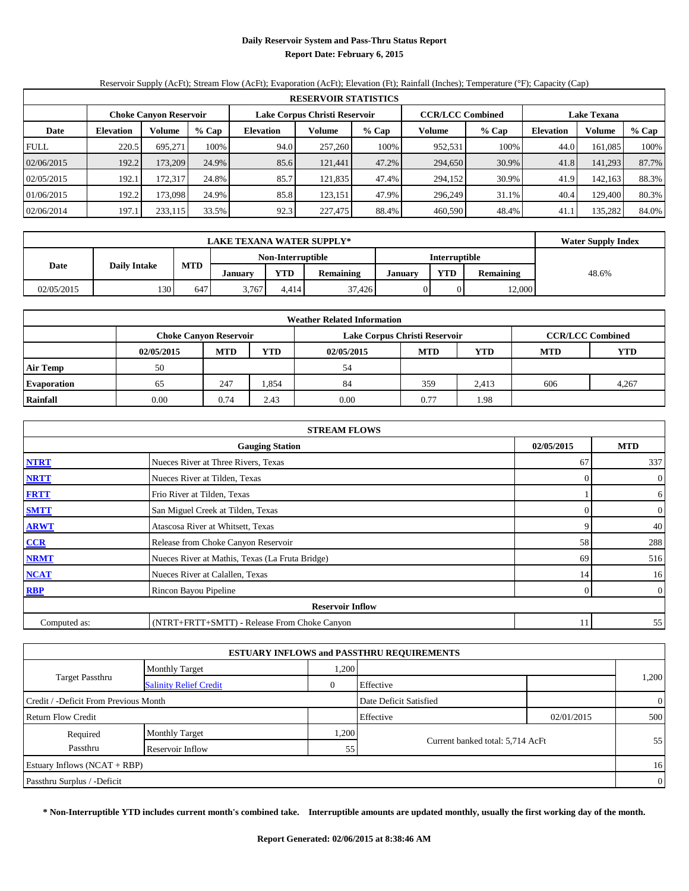# Daily Reservoir System and Pass-Thru Status Report

**Report Date: February 6, 2015**

Reservoir Supply (AcFt); Stream Flow (AcFt); Evaporation (AcFt); Elevation (Ft); Rainfall (Inches); Temperature (°F); Capacity (Cap)

| RESERVOIR STATISTICS | | | | | | | | | | | |
|---|---|---|---|---|---|---|---|---|---|---|---|
| | Choke Canyon Reservoir | | | Lake Corpus Christi Reservoir | | | CCR/LCC Combined | | Lake Texana | | |
| Date | Elevation | Volume | % Cap | Elevation | Volume | % Cap | Volume | % Cap | Elevation | Volume | % Cap |
| FULL | 220.5 | 695,271 | 100% | 94.0 | 257,260 | 100% | 952,531 | 100% | 44.0 | 161,085 | 100% |
| 02/06/2015 | 192.2 | 173,209 | 24.9% | 85.6 | 121,441 | 47.2% | 294,650 | 30.9% | 41.8 | 141,293 | 87.7% |
| 02/05/2015 | 192.1 | 172,317 | 24.8% | 85.7 | 121,835 | 47.4% | 294,152 | 30.9% | 41.9 | 142,163 | 88.3% |
| 01/06/2015 | 192.2 | 173,098 | 24.9% | 85.8 | 123,151 | 47.9% | 296,249 | 31.1% | 40.4 | 129,400 | 80.3% |
| 02/06/2014 | 197.1 | 233,115 | 33.5% | 92.3 | 227,475 | 88.4% | 460,590 | 48.4% | 41.1 | 135,282 | 84.0% |

| LAKE TEXANA WATER SUPPLY* | | | | | | | | | Water Supply Index |
|---|---|---|---|---|---|---|---|---|---|
| Date | Daily Intake | MTD | Non-Interruptible | | | Interruptible | | | |
| | | | January | YTD | Remaining | January | YTD | Remaining | |
| 02/05/2015 | 130 | 647 | 3,767 | 4,414 | 37,426 | 0 | 0 | 12,000 | 48.6% |

| Weather Related Information | | | | | | | | |
|---|---|---|---|---|---|---|---|---|
| | Choke Canyon Reservoir | | | Lake Corpus Christi Reservoir | | | CCR/LCC Combined | |
| | 02/05/2015 | MTD | YTD | 02/05/2015 | MTD | YTD | MTD | YTD |
| Air Temp | 50 | | | 54 | | | | |
| Evaporation | 65 | 247 | 1,854 | 84 | 359 | 2,413 | 606 | 4,267 |
| Rainfall | 0.00 | 0.74 | 2.43 | 0.00 | 0.77 | 1.98 | | |

| STREAM FLOWS | | | |
|---|---|---|---|
| | Gauging Station | 02/05/2015 | MTD |
| NTRT | Nueces River at Three Rivers, Texas | 67 | 337 |
| NRTT | Nueces River at Tilden, Texas | 0 | 0 |
| FRTT | Frio River at Tilden, Texas | 1 | 6 |
| SMTT | San Miguel Creek at Tilden, Texas | 0 | 0 |
| ARWT | Atascosa River at Whitsett, Texas | 9 | 40 |
| CCR | Release from Choke Canyon Reservoir | 58 | 288 |
| NRMT | Nueces River at Mathis, Texas (La Fruta Bridge) | 69 | 516 |
| NCAT | Nueces River at Calallen, Texas | 14 | 16 |
| RBP | Rincon Bayou Pipeline | 0 | 0 |
| Reservoir Inflow | | | |
| Computed as: | (NTRT+FRTT+SMTT) - Release From Choke Canyon | 11 | 55 |

| ESTUARY INFLOWS and PASSTHRU REQUIREMENTS | | | | | |
|---|---|---|---|---|---|
| Target Passthru | Monthly Target | 1,200 | | | 1,200 |
| | Salinity Relief Credit | 0 | Effective | | |
| Credit / -Deficit From Previous Month | | | Date Deficit Satisfied | | 0 |
| Return Flow Credit | | | Effective | 02/01/2015 | 500 |
| Required Passthru | Monthly Target | 1,200 | Current banked total: 5,714 AcFt | | 55 |
| | Reservoir Inflow | 55 | | | |
| Estuary Inflows (NCAT + RBP) | | | | | 16 |
| Passthru Surplus / -Deficit | | | | | 0 |

**\* Non-Interruptible YTD includes current month's combined take. Interruptible amounts are updated monthly, usually the first working day of the month.**

**Report Generated: 02/06/2015 at 8:38:46 AM**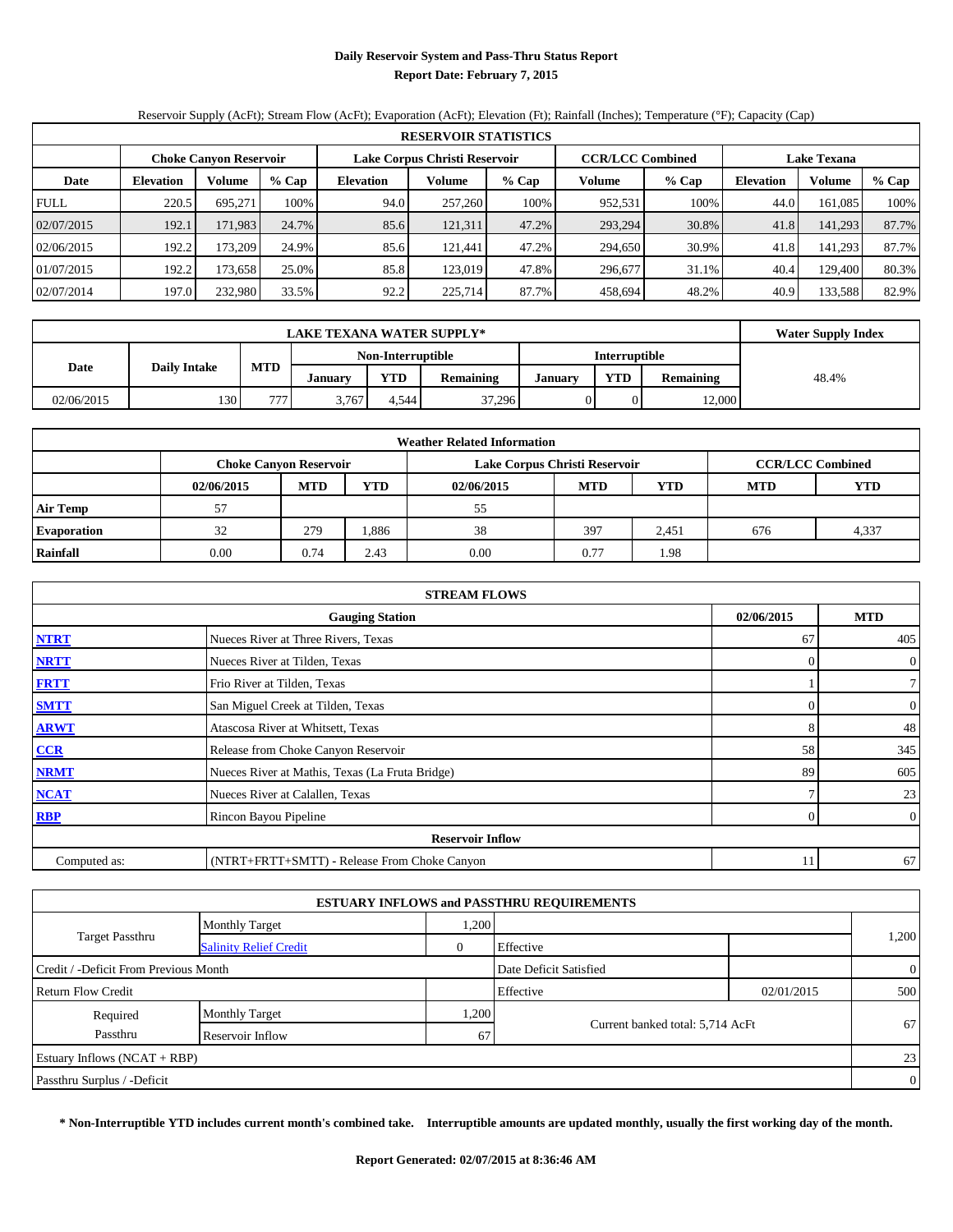# Daily Reservoir System and Pass-Thru Status Report

## Report Date: February 7, 2015

Reservoir Supply (AcFt); Stream Flow (AcFt); Evaporation (AcFt); Elevation (Ft); Rainfall (Inches); Temperature (°F); Capacity (Cap)

| RESERVOIR STATISTICS | | | | | | | | | | | |
|---|---|---|---|---|---|---|---|---|---|---|---|
| | Choke Canyon Reservoir | | | Lake Corpus Christi Reservoir | | | CCR/LCC Combined | | Lake Texana | | |
| Date | Elevation | Volume | % Cap | Elevation | Volume | % Cap | Volume | % Cap | Elevation | Volume | % Cap |
| FULL | 220.5 | 695,271 | 100% | 94.0 | 257,260 | 100% | 952,531 | 100% | 44.0 | 161,085 | 100% |
| 02/07/2015 | 192.1 | 171,983 | 24.7% | 85.6 | 121,311 | 47.2% | 293,294 | 30.8% | 41.8 | 141,293 | 87.7% |
| 02/06/2015 | 192.2 | 173,209 | 24.9% | 85.6 | 121,441 | 47.2% | 294,650 | 30.9% | 41.8 | 141,293 | 87.7% |
| 01/07/2015 | 192.2 | 173,658 | 25.0% | 85.8 | 123,019 | 47.8% | 296,677 | 31.1% | 40.4 | 129,400 | 80.3% |
| 02/07/2014 | 197.0 | 232,980 | 33.5% | 92.2 | 225,714 | 87.7% | 458,694 | 48.2% | 40.9 | 133,588 | 82.9% |

| LAKE TEXANA WATER SUPPLY* | | | | | | | | | Water Supply Index |
|---|---|---|---|---|---|---|---|---|---|
| Date | Daily Intake | MTD | Non-Interruptible | | | Interruptible | | | |
| | | | January | YTD | Remaining | January | YTD | Remaining | |
| 02/06/2015 | 130 | 777 | 3,767 | 4,544 | 37,296 | 0 | 0 | 12,000 | 48.4% |

| Weather Related Information | | | | | | | | |
|---|---|---|---|---|---|---|---|---|
| | Choke Canyon Reservoir | | | Lake Corpus Christi Reservoir | | | CCR/LCC Combined | |
| | 02/06/2015 | MTD | YTD | 02/06/2015 | MTD | YTD | MTD | YTD |
| Air Temp | 57 | | | 55 | | | | |
| Evaporation | 32 | 279 | 1,886 | 38 | 397 | 2,451 | 676 | 4,337 |
| Rainfall | 0.00 | 0.74 | 2.43 | 0.00 | 0.77 | 1.98 | | |

| STREAM FLOWS | | | |
|---|---|---|---|
| | Gauging Station | 02/06/2015 | MTD |
| NTRT | Nueces River at Three Rivers, Texas | 67 | 405 |
| NRTT | Nueces River at Tilden, Texas | 0 | 0 |
| FRTT | Frio River at Tilden, Texas | 1 | 7 |
| SMTT | San Miguel Creek at Tilden, Texas | 0 | 0 |
| ARWT | Atascosa River at Whitsett, Texas | 8 | 48 |
| CCR | Release from Choke Canyon Reservoir | 58 | 345 |
| NRMT | Nueces River at Mathis, Texas (La Fruta Bridge) | 89 | 605 |
| NCAT | Nueces River at Calallen, Texas | 7 | 23 |
| RBP | Rincon Bayou Pipeline | 0 | 0 |
| Reservoir Inflow | | | |
| Computed as: | (NTRT+FRTT+SMTT) - Release From Choke Canyon | 11 | 67 |

| ESTUARY INFLOWS and PASSTHRU REQUIREMENTS | | | | | |
|---|---|---|---|---|---|
| Target Passthru | Monthly Target | 1,200 | | | 1,200 |
| | Salinity Relief Credit | 0 | Effective | | |
| Credit / -Deficit From Previous Month | | | Date Deficit Satisfied | | 0 |
| Return Flow Credit | | | Effective | 02/01/2015 | 500 |
| Required Passthru | Monthly Target | 1,200 | Current banked total: 5,714 AcFt | | 67 |
| | Reservoir Inflow | 67 | | | |
| Estuary Inflows (NCAT + RBP) | | | | | 23 |
| Passthru Surplus / -Deficit | | | | | 0 |

**\* Non-Interruptible YTD includes current month's combined take. Interruptible amounts are updated monthly, usually the first working day of the month.**

**Report Generated: 02/07/2015 at 8:36:46 AM**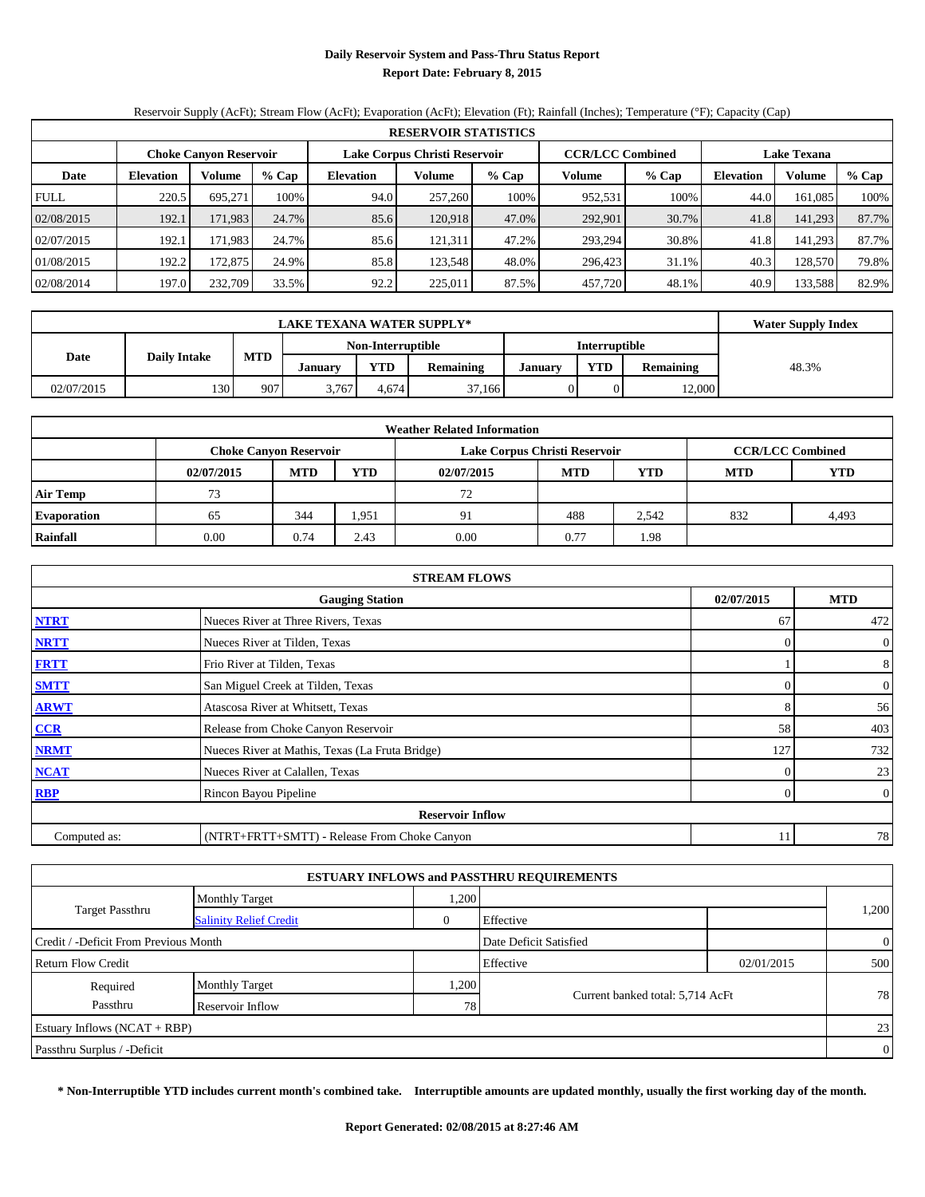# Daily Reservoir System and Pass-Thru Status Report

## Report Date: February 8, 2015

Reservoir Supply (AcFt); Stream Flow (AcFt); Evaporation (AcFt); Elevation (Ft); Rainfall (Inches); Temperature (°F); Capacity (Cap)

| RESERVOIR STATISTICS | | | | | | | | | | | |
|---|---|---|---|---|---|---|---|---|---|---|---|
| | Choke Canyon Reservoir | | | Lake Corpus Christi Reservoir | | | CCR/LCC Combined | | Lake Texana | | |
| Date | Elevation | Volume | % Cap | Elevation | Volume | % Cap | Volume | % Cap | Elevation | Volume | % Cap |
| FULL | 220.5 | 695,271 | 100% | 94.0 | 257,260 | 100% | 952,531 | 100% | 44.0 | 161,085 | 100% |
| 02/08/2015 | 192.1 | 171,983 | 24.7% | 85.6 | 120,918 | 47.0% | 292,901 | 30.7% | 41.8 | 141,293 | 87.7% |
| 02/07/2015 | 192.1 | 171,983 | 24.7% | 85.6 | 121,311 | 47.2% | 293,294 | 30.8% | 41.8 | 141,293 | 87.7% |
| 01/08/2015 | 192.2 | 172,875 | 24.9% | 85.8 | 123,548 | 48.0% | 296,423 | 31.1% | 40.3 | 128,570 | 79.8% |
| 02/08/2014 | 197.0 | 232,709 | 33.5% | 92.2 | 225,011 | 87.5% | 457,720 | 48.1% | 40.9 | 133,588 | 82.9% |

| LAKE TEXANA WATER SUPPLY* | | | | | | | | | Water Supply Index |
|---|---|---|---|---|---|---|---|---|---|
| Date | Daily Intake | MTD | Non-Interruptible | | | Interruptible | | | |
| | | | January | YTD | Remaining | January | YTD | Remaining | |
| 02/07/2015 | 130 | 907 | 3,767 | 4,674 | 37,166 | 0 | 0 | 12,000 | 48.3% |

| Weather Related Information | | | | | | | | |
|---|---|---|---|---|---|---|---|---|
| | Choke Canyon Reservoir | | | Lake Corpus Christi Reservoir | | | CCR/LCC Combined | |
| | 02/07/2015 | MTD | YTD | 02/07/2015 | MTD | YTD | MTD | YTD |
| Air Temp | 73 | | | 72 | | | | |
| Evaporation | 65 | 344 | 1,951 | 91 | 488 | 2,542 | 832 | 4,493 |
| Rainfall | 0.00 | 0.74 | 2.43 | 0.00 | 0.77 | 1.98 | | |

| STREAM FLOWS | | | |
|---|---|---|---|
| | Gauging Station | 02/07/2015 | MTD |
| NTRT | Nueces River at Three Rivers, Texas | 67 | 472 |
| NRTT | Nueces River at Tilden, Texas | 0 | 0 |
| FRTT | Frio River at Tilden, Texas | 1 | 8 |
| SMTT | San Miguel Creek at Tilden, Texas | 0 | 0 |
| ARWT | Atascosa River at Whitsett, Texas | 8 | 56 |
| CCR | Release from Choke Canyon Reservoir | 58 | 403 |
| NRMT | Nueces River at Mathis, Texas (La Fruta Bridge) | 127 | 732 |
| NCAT | Nueces River at Calallen, Texas | 0 | 23 |
| RBP | Rincon Bayou Pipeline | 0 | 0 |
| Reservoir Inflow | | | |
| Computed as: | (NTRT+FRTT+SMTT) - Release From Choke Canyon | 11 | 78 |

| ESTUARY INFLOWS and PASSTHRU REQUIREMENTS | | | | | |
|---|---|---|---|---|---|
| Target Passthru | Monthly Target | 1,200 | | | 1,200 |
| | Salinity Relief Credit | 0 | Effective | | |
| Credit / -Deficit From Previous Month | | | Date Deficit Satisfied | | 0 |
| Return Flow Credit | | | Effective | 02/01/2015 | 500 |
| Required Passthru | Monthly Target | 1,200 | Current banked total: 5,714 AcFt | | 78 |
| | Reservoir Inflow | 78 | | | |
| Estuary Inflows (NCAT + RBP) | | | | | 23 |
| Passthru Surplus / -Deficit | | | | | 0 |

**\* Non-Interruptible YTD includes current month's combined take. Interruptible amounts are updated monthly, usually the first working day of the month.**

**Report Generated: 02/08/2015 at 8:27:46 AM**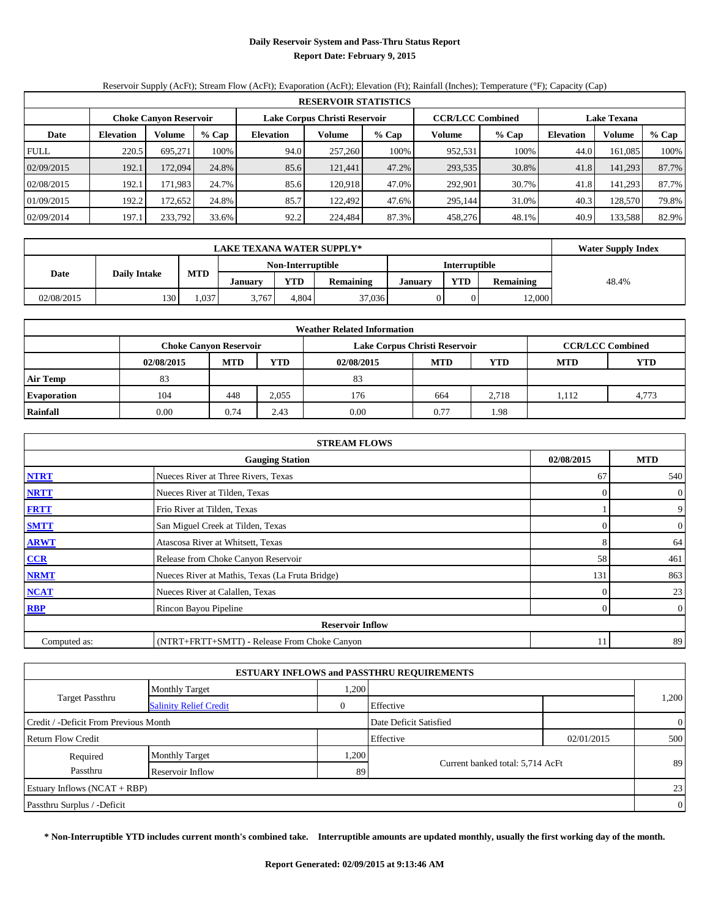# Daily Reservoir System and Pass-Thru Status Report

## Report Date: February 9, 2015

Reservoir Supply (AcFt); Stream Flow (AcFt); Evaporation (AcFt); Elevation (Ft); Rainfall (Inches); Temperature (°F); Capacity (Cap)

| RESERVOIR STATISTICS | | | | | | | | | | | |
|---|---|---|---|---|---|---|---|---|---|---|---|
| | Choke Canyon Reservoir | | | Lake Corpus Christi Reservoir | | | CCR/LCC Combined | | Lake Texana | | |
| Date | Elevation | Volume | % Cap | Elevation | Volume | % Cap | Volume | % Cap | Elevation | Volume | % Cap |
| FULL | 220.5 | 695,271 | 100% | 94.0 | 257,260 | 100% | 952,531 | 100% | 44.0 | 161,085 | 100% |
| 02/09/2015 | 192.1 | 172,094 | 24.8% | 85.6 | 121,441 | 47.2% | 293,535 | 30.8% | 41.8 | 141,293 | 87.7% |
| 02/08/2015 | 192.1 | 171,983 | 24.7% | 85.6 | 120,918 | 47.0% | 292,901 | 30.7% | 41.8 | 141,293 | 87.7% |
| 01/09/2015 | 192.2 | 172,652 | 24.8% | 85.7 | 122,492 | 47.6% | 295,144 | 31.0% | 40.3 | 128,570 | 79.8% |
| 02/09/2014 | 197.1 | 233,792 | 33.6% | 92.2 | 224,484 | 87.3% | 458,276 | 48.1% | 40.9 | 133,588 | 82.9% |

| LAKE TEXANA WATER SUPPLY* | | | | | | | | | Water Supply Index |
|---|---|---|---|---|---|---|---|---|---|
| Date | Daily Intake | MTD | Non-Interruptible | | | Interruptible | | | |
| | | | January | YTD | Remaining | January | YTD | Remaining | |
| 02/08/2015 | 130 | 1,037 | 3,767 | 4,804 | 37,036 | 0 | 0 | 12,000 | 48.4% |

| Weather Related Information | | | | | | | | |
|---|---|---|---|---|---|---|---|---|
| | Choke Canyon Reservoir | | | Lake Corpus Christi Reservoir | | | CCR/LCC Combined | |
| | 02/08/2015 | MTD | YTD | 02/08/2015 | MTD | YTD | MTD | YTD |
| Air Temp | 83 | | | 83 | | | | |
| Evaporation | 104 | 448 | 2,055 | 176 | 664 | 2,718 | 1,112 | 4,773 |
| Rainfall | 0.00 | 0.74 | 2.43 | 0.00 | 0.77 | 1.98 | | |

| STREAM FLOWS | | | |
|---|---|---|---|
| | Gauging Station | 02/08/2015 | MTD |
| NTRT | Nueces River at Three Rivers, Texas | 67 | 540 |
| NRTT | Nueces River at Tilden, Texas | 0 | 0 |
| FRTT | Frio River at Tilden, Texas | 1 | 9 |
| SMTT | San Miguel Creek at Tilden, Texas | 0 | 0 |
| ARWT | Atascosa River at Whitsett, Texas | 8 | 64 |
| CCR | Release from Choke Canyon Reservoir | 58 | 461 |
| NRMT | Nueces River at Mathis, Texas (La Fruta Bridge) | 131 | 863 |
| NCAT | Nueces River at Calallen, Texas | 0 | 23 |
| RBP | Rincon Bayou Pipeline | 0 | 0 |
| Reservoir Inflow | | | |
| Computed as: | (NTRT+FRTT+SMTT) - Release From Choke Canyon | 11 | 89 |

| ESTUARY INFLOWS and PASSTHRU REQUIREMENTS | | | | | |
|---|---|---|---|---|---|
| Target Passthru | Monthly Target | 1,200 | | | 1,200 |
| | Salinity Relief Credit | 0 | Effective | | |
| Credit / -Deficit From Previous Month | | | Date Deficit Satisfied | | 0 |
| Return Flow Credit | | | Effective | 02/01/2015 | 500 |
| Required Passthru | Monthly Target | 1,200 | Current banked total: 5,714 AcFt | | 89 |
| | Reservoir Inflow | 89 | | | |
| Estuary Inflows (NCAT + RBP) | | | | | 23 |
| Passthru Surplus / -Deficit | | | | | 0 |

**\* Non-Interruptible YTD includes current month's combined take. Interruptible amounts are updated monthly, usually the first working day of the month.**

**Report Generated: 02/09/2015 at 9:13:46 AM**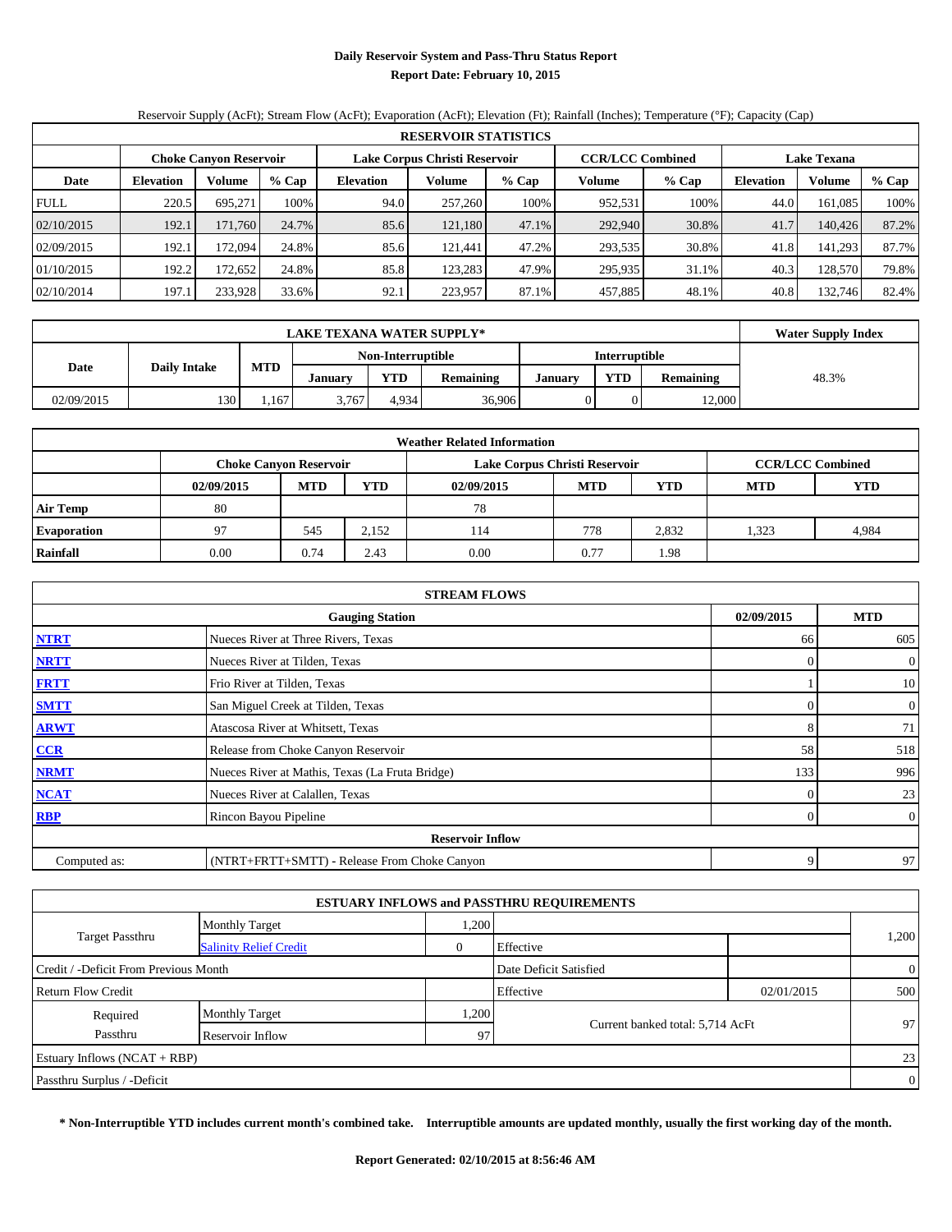# Daily Reservoir System and Pass-Thru Status Report

**Report Date: February 10, 2015**

Reservoir Supply (AcFt); Stream Flow (AcFt); Evaporation (AcFt); Elevation (Ft); Rainfall (Inches); Temperature (°F); Capacity (Cap)

| RESERVOIR STATISTICS | | | | | | | | | | | |
|---|---|---|---|---|---|---|---|---|---|---|---|
| | Choke Canyon Reservoir | | | Lake Corpus Christi Reservoir | | | CCR/LCC Combined | | Lake Texana | | |
| Date | Elevation | Volume | % Cap | Elevation | Volume | % Cap | Volume | % Cap | Elevation | Volume | % Cap |
| FULL | 220.5 | 695,271 | 100% | 94.0 | 257,260 | 100% | 952,531 | 100% | 44.0 | 161,085 | 100% |
| 02/10/2015 | 192.1 | 171,760 | 24.7% | 85.6 | 121,180 | 47.1% | 292,940 | 30.8% | 41.7 | 140,426 | 87.2% |
| 02/09/2015 | 192.1 | 172,094 | 24.8% | 85.6 | 121,441 | 47.2% | 293,535 | 30.8% | 41.8 | 141,293 | 87.7% |
| 01/10/2015 | 192.2 | 172,652 | 24.8% | 85.8 | 123,283 | 47.9% | 295,935 | 31.1% | 40.3 | 128,570 | 79.8% |
| 02/10/2014 | 197.1 | 233,928 | 33.6% | 92.1 | 223,957 | 87.1% | 457,885 | 48.1% | 40.8 | 132,746 | 82.4% |

| LAKE TEXANA WATER SUPPLY* | | | | | | | | | Water Supply Index |
|---|---|---|---|---|---|---|---|---|---|
| Date | Daily Intake | MTD | Non-Interruptible | | | Interruptible | | | |
| | | | January | YTD | Remaining | January | YTD | Remaining | |
| 02/09/2015 | 130 | 1,167 | 3,767 | 4,934 | 36,906 | 0 | 0 | 12,000 | 48.3% |

| Weather Related Information | | | | | | | | |
|---|---|---|---|---|---|---|---|---|
| | Choke Canyon Reservoir | | | Lake Corpus Christi Reservoir | | | CCR/LCC Combined | |
| | 02/09/2015 | MTD | YTD | 02/09/2015 | MTD | YTD | MTD | YTD |
| Air Temp | 80 | | | 78 | | | | |
| Evaporation | 97 | 545 | 2,152 | 114 | 778 | 2,832 | 1,323 | 4,984 |
| Rainfall | 0.00 | 0.74 | 2.43 | 0.00 | 0.77 | 1.98 | | |

| STREAM FLOWS | | | |
|---|---|---|---|
| | Gauging Station | 02/09/2015 | MTD |
| NTRT | Nueces River at Three Rivers, Texas | 66 | 605 |
| NRTT | Nueces River at Tilden, Texas | 0 | 0 |
| FRTT | Frio River at Tilden, Texas | 1 | 10 |
| SMTT | San Miguel Creek at Tilden, Texas | 0 | 0 |
| ARWT | Atascosa River at Whitsett, Texas | 8 | 71 |
| CCR | Release from Choke Canyon Reservoir | 58 | 518 |
| NRMT | Nueces River at Mathis, Texas (La Fruta Bridge) | 133 | 996 |
| NCAT | Nueces River at Calallen, Texas | 0 | 23 |
| RBP | Rincon Bayou Pipeline | 0 | 0 |
| **Reservoir Inflow** | | | |
| Computed as: | (NTRT+FRTT+SMTT) - Release From Choke Canyon | 9 | 97 |

| ESTUARY INFLOWS and PASSTHRU REQUIREMENTS | | | | | |
|---|---|---|---|---|---|
| Target Passthru | Monthly Target | 1,200 | | | 1,200 |
| | Salinity Relief Credit | 0 | Effective | | |
| Credit / -Deficit From Previous Month | | | Date Deficit Satisfied | | 0 |
| Return Flow Credit | | | Effective | 02/01/2015 | 500 |
| Required Passthru | Monthly Target | 1,200 | Current banked total: 5,714 AcFt | | 97 |
| | Reservoir Inflow | 97 | | | |
| Estuary Inflows (NCAT + RBP) | | | | | 23 |
| Passthru Surplus / -Deficit | | | | | 0 |

**\* Non-Interruptible YTD includes current month's combined take. Interruptible amounts are updated monthly, usually the first working day of the month.**

**Report Generated: 02/10/2015 at 8:56:46 AM**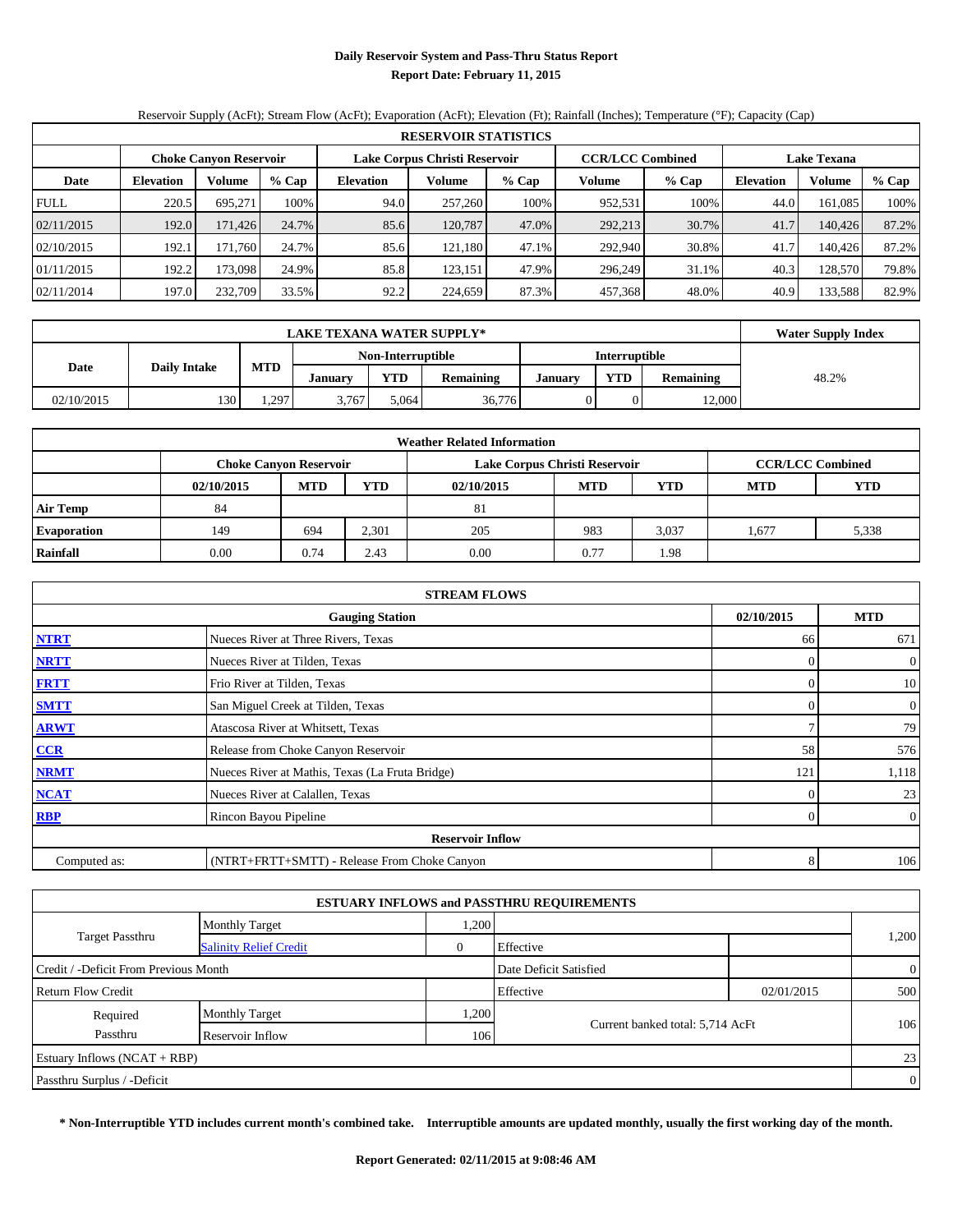# Daily Reservoir System and Pass-Thru Status Report

## Report Date: February 11, 2015

Reservoir Supply (AcFt); Stream Flow (AcFt); Evaporation (AcFt); Elevation (Ft); Rainfall (Inches); Temperature (°F); Capacity (Cap)

| RESERVOIR STATISTICS | | | | | | | | | | | |
|---|---|---|---|---|---|---|---|---|---|---|---|
| | Choke Canyon Reservoir | | | Lake Corpus Christi Reservoir | | | CCR/LCC Combined | | Lake Texana | | |
| Date | Elevation | Volume | % Cap | Elevation | Volume | % Cap | Volume | % Cap | Elevation | Volume | % Cap |
| FULL | 220.5 | 695,271 | 100% | 94.0 | 257,260 | 100% | 952,531 | 100% | 44.0 | 161,085 | 100% |
| 02/11/2015 | 192.0 | 171,426 | 24.7% | 85.6 | 120,787 | 47.0% | 292,213 | 30.7% | 41.7 | 140,426 | 87.2% |
| 02/10/2015 | 192.1 | 171,760 | 24.7% | 85.6 | 121,180 | 47.1% | 292,940 | 30.8% | 41.7 | 140,426 | 87.2% |
| 01/11/2015 | 192.2 | 173,098 | 24.9% | 85.8 | 123,151 | 47.9% | 296,249 | 31.1% | 40.3 | 128,570 | 79.8% |
| 02/11/2014 | 197.0 | 232,709 | 33.5% | 92.2 | 224,659 | 87.3% | 457,368 | 48.0% | 40.9 | 133,588 | 82.9% |

| LAKE TEXANA WATER SUPPLY* | | | | | | | | | Water Supply Index |
|---|---|---|---|---|---|---|---|---|---|
| Date | Daily Intake | MTD | Non-Interruptible | | | Interruptible | | | |
| | | | January | YTD | Remaining | January | YTD | Remaining | |
| 02/10/2015 | 130 | 1,297 | 3,767 | 5,064 | 36,776 | 0 | 0 | 12,000 | 48.2% |

| Weather Related Information | | | | | | | | |
|---|---|---|---|---|---|---|---|---|
| | Choke Canyon Reservoir | | | Lake Corpus Christi Reservoir | | | CCR/LCC Combined | |
| | 02/10/2015 | MTD | YTD | 02/10/2015 | MTD | YTD | MTD | YTD |
| Air Temp | 84 | | | 81 | | | | |
| Evaporation | 149 | 694 | 2,301 | 205 | 983 | 3,037 | 1,677 | 5,338 |
| Rainfall | 0.00 | 0.74 | 2.43 | 0.00 | 0.77 | 1.98 | | |

| STREAM FLOWS | | | |
|---|---|---|---|
| | Gauging Station | 02/10/2015 | MTD |
| NTRT | Nueces River at Three Rivers, Texas | 66 | 671 |
| NRTT | Nueces River at Tilden, Texas | 0 | 0 |
| FRTT | Frio River at Tilden, Texas | 0 | 10 |
| SMTT | San Miguel Creek at Tilden, Texas | 0 | 0 |
| ARWT | Atascosa River at Whitsett, Texas | 7 | 79 |
| CCR | Release from Choke Canyon Reservoir | 58 | 576 |
| NRMT | Nueces River at Mathis, Texas (La Fruta Bridge) | 121 | 1,118 |
| NCAT | Nueces River at Calallen, Texas | 0 | 23 |
| RBP | Rincon Bayou Pipeline | 0 | 0 |
| Reservoir Inflow | | | |
| Computed as: | (NTRT+FRTT+SMTT) - Release From Choke Canyon | 8 | 106 |

| ESTUARY INFLOWS and PASSTHRU REQUIREMENTS | | | | | |
|---|---|---|---|---|---|
| Target Passthru | Monthly Target | 1,200 | | | 1,200 |
| | Salinity Relief Credit | 0 | Effective | | |
| Credit / -Deficit From Previous Month | | | Date Deficit Satisfied | | 0 |
| Return Flow Credit | | | Effective | 02/01/2015 | 500 |
| Required Passthru | Monthly Target | 1,200 | Current banked total: 5,714 AcFt | | 106 |
| | Reservoir Inflow | 106 | | | |
| Estuary Inflows (NCAT + RBP) | | | | | 23 |
| Passthru Surplus / -Deficit | | | | | 0 |

**\* Non-Interruptible YTD includes current month's combined take. Interruptible amounts are updated monthly, usually the first working day of the month.**

**Report Generated: 02/11/2015 at 9:08:46 AM**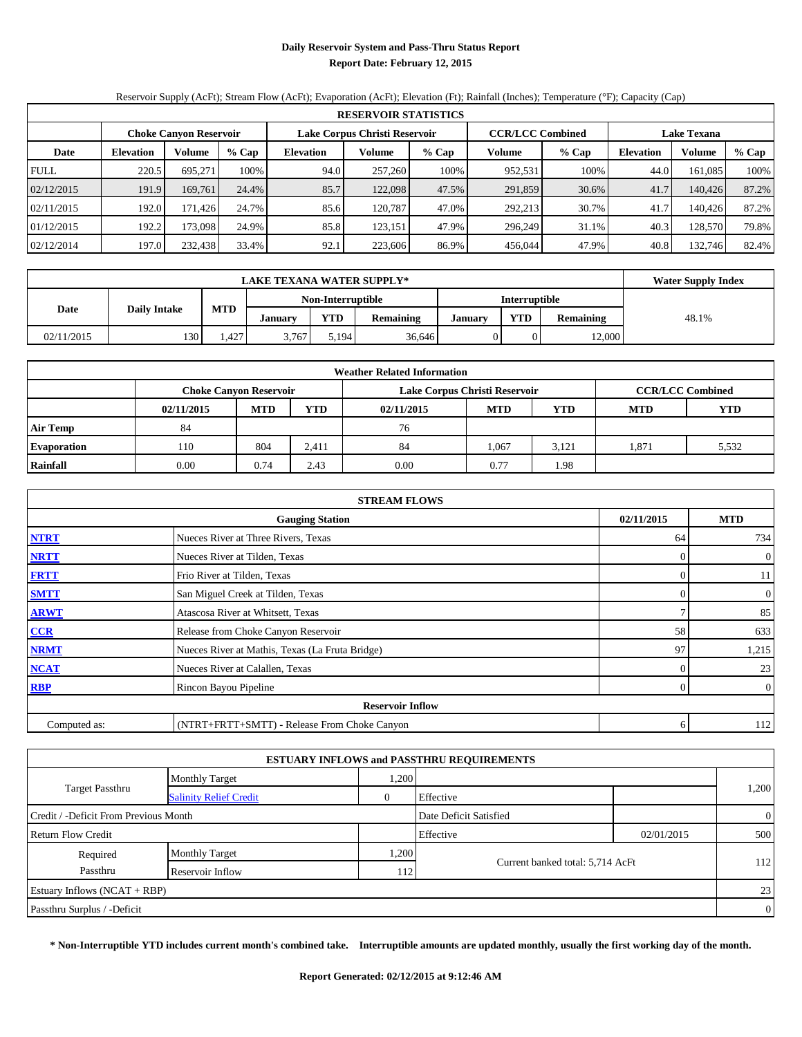# Daily Reservoir System and Pass-Thru Status Report

**Report Date: February 12, 2015**

Reservoir Supply (AcFt); Stream Flow (AcFt); Evaporation (AcFt); Elevation (Ft); Rainfall (Inches); Temperature (°F); Capacity (Cap)

| RESERVOIR STATISTICS | | | | | | | | | | | |
|---|---|---|---|---|---|---|---|---|---|---|---|
| | Choke Canyon Reservoir | | | Lake Corpus Christi Reservoir | | | CCR/LCC Combined | | Lake Texana | | |
| Date | Elevation | Volume | % Cap | Elevation | Volume | % Cap | Volume | % Cap | Elevation | Volume | % Cap |
| FULL | 220.5 | 695,271 | 100% | 94.0 | 257,260 | 100% | 952,531 | 100% | 44.0 | 161,085 | 100% |
| 02/12/2015 | 191.9 | 169,761 | 24.4% | 85.7 | 122,098 | 47.5% | 291,859 | 30.6% | 41.7 | 140,426 | 87.2% |
| 02/11/2015 | 192.0 | 171,426 | 24.7% | 85.6 | 120,787 | 47.0% | 292,213 | 30.7% | 41.7 | 140,426 | 87.2% |
| 01/12/2015 | 192.2 | 173,098 | 24.9% | 85.8 | 123,151 | 47.9% | 296,249 | 31.1% | 40.3 | 128,570 | 79.8% |
| 02/12/2014 | 197.0 | 232,438 | 33.4% | 92.1 | 223,606 | 86.9% | 456,044 | 47.9% | 40.8 | 132,746 | 82.4% |

| LAKE TEXANA WATER SUPPLY* | | | | | | | | | Water Supply Index |
|---|---|---|---|---|---|---|---|---|---|
| Date | Daily Intake | MTD | Non-Interruptible | | | Interruptible | | | |
| | | | January | YTD | Remaining | January | YTD | Remaining | |
| 02/11/2015 | 130 | 1,427 | 3,767 | 5,194 | 36,646 | 0 | 0 | 12,000 | 48.1% |

| Weather Related Information | | | | | | | | |
|---|---|---|---|---|---|---|---|---|
| | Choke Canyon Reservoir | | | Lake Corpus Christi Reservoir | | | CCR/LCC Combined | |
| | 02/11/2015 | MTD | YTD | 02/11/2015 | MTD | YTD | MTD | YTD |
| Air Temp | 84 | | | 76 | | | | |
| Evaporation | 110 | 804 | 2,411 | 84 | 1,067 | 3,121 | 1,871 | 5,532 |
| Rainfall | 0.00 | 0.74 | 2.43 | 0.00 | 0.77 | 1.98 | | |

| STREAM FLOWS | | | |
|---|---|---|---|
| | Gauging Station | 02/11/2015 | MTD |
| NTRT | Nueces River at Three Rivers, Texas | 64 | 734 |
| NRTT | Nueces River at Tilden, Texas | 0 | 0 |
| FRTT | Frio River at Tilden, Texas | 0 | 11 |
| SMTT | San Miguel Creek at Tilden, Texas | 0 | 0 |
| ARWT | Atascosa River at Whitsett, Texas | 7 | 85 |
| CCR | Release from Choke Canyon Reservoir | 58 | 633 |
| NRMT | Nueces River at Mathis, Texas (La Fruta Bridge) | 97 | 1,215 |
| NCAT | Nueces River at Calallen, Texas | 0 | 23 |
| RBP | Rincon Bayou Pipeline | 0 | 0 |
| Reservoir Inflow | | | |
| Computed as: | (NTRT+FRTT+SMTT) - Release From Choke Canyon | 6 | 112 |

| ESTUARY INFLOWS and PASSTHRU REQUIREMENTS | | | | | |
|---|---|---|---|---|---|
| Target Passthru | Monthly Target | 1,200 | | | 1,200 |
| | Salinity Relief Credit | 0 | Effective | | |
| Credit / -Deficit From Previous Month | | | Date Deficit Satisfied | | 0 |
| Return Flow Credit | | | Effective | 02/01/2015 | 500 |
| Required Passthru | Monthly Target | 1,200 | Current banked total: 5,714 AcFt | | 112 |
| | Reservoir Inflow | 112 | | | |
| Estuary Inflows (NCAT + RBP) | | | | | 23 |
| Passthru Surplus / -Deficit | | | | | 0 |

**\* Non-Interruptible YTD includes current month's combined take. Interruptible amounts are updated monthly, usually the first working day of the month.**

**Report Generated: 02/12/2015 at 9:12:46 AM**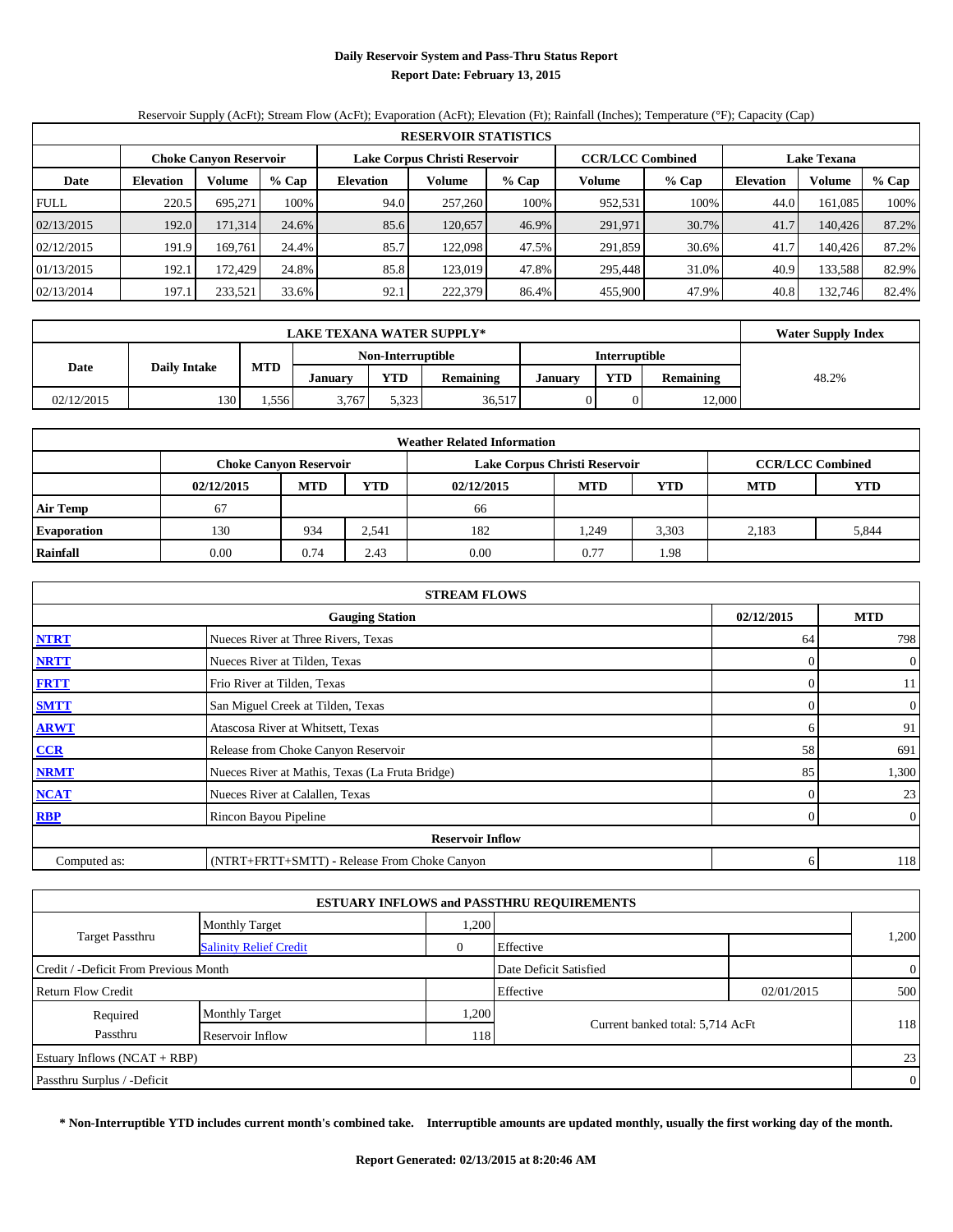# Daily Reservoir System and Pass-Thru Status Report

**Report Date: February 13, 2015**

Reservoir Supply (AcFt); Stream Flow (AcFt); Evaporation (AcFt); Elevation (Ft); Rainfall (Inches); Temperature (°F); Capacity (Cap)

| RESERVOIR STATISTICS | | | | | | | | | | | |
|---|---|---|---|---|---|---|---|---|---|---|---|
| | Choke Canyon Reservoir | | | Lake Corpus Christi Reservoir | | | CCR/LCC Combined | | Lake Texana | | |
| Date | Elevation | Volume | % Cap | Elevation | Volume | % Cap | Volume | % Cap | Elevation | Volume | % Cap |
| FULL | 220.5 | 695,271 | 100% | 94.0 | 257,260 | 100% | 952,531 | 100% | 44.0 | 161,085 | 100% |
| 02/13/2015 | 192.0 | 171,314 | 24.6% | 85.6 | 120,657 | 46.9% | 291,971 | 30.7% | 41.7 | 140,426 | 87.2% |
| 02/12/2015 | 191.9 | 169,761 | 24.4% | 85.7 | 122,098 | 47.5% | 291,859 | 30.6% | 41.7 | 140,426 | 87.2% |
| 01/13/2015 | 192.1 | 172,429 | 24.8% | 85.8 | 123,019 | 47.8% | 295,448 | 31.0% | 40.9 | 133,588 | 82.9% |
| 02/13/2014 | 197.1 | 233,521 | 33.6% | 92.1 | 222,379 | 86.4% | 455,900 | 47.9% | 40.8 | 132,746 | 82.4% |

| LAKE TEXANA WATER SUPPLY* | | | | | | | | | Water Supply Index |
|---|---|---|---|---|---|---|---|---|---|
| Date | Daily Intake | MTD | Non-Interruptible | | | Interruptible | | | |
| | | | January | YTD | Remaining | January | YTD | Remaining | |
| 02/12/2015 | 130 | 1,556 | 3,767 | 5,323 | 36,517 | 0 | 0 | 12,000 | 48.2% |

| Weather Related Information | | | | | | | | |
|---|---|---|---|---|---|---|---|---|
| | Choke Canyon Reservoir | | | Lake Corpus Christi Reservoir | | | CCR/LCC Combined | |
| | 02/12/2015 | MTD | YTD | 02/12/2015 | MTD | YTD | MTD | YTD |
| Air Temp | 67 | | | 66 | | | | |
| Evaporation | 130 | 934 | 2,541 | 182 | 1,249 | 3,303 | 2,183 | 5,844 |
| Rainfall | 0.00 | 0.74 | 2.43 | 0.00 | 0.77 | 1.98 | | |

| STREAM FLOWS | | | |
|---|---|---|---|
| | Gauging Station | 02/12/2015 | MTD |
| NTRT | Nueces River at Three Rivers, Texas | 64 | 798 |
| NRTT | Nueces River at Tilden, Texas | 0 | 0 |
| FRTT | Frio River at Tilden, Texas | 0 | 11 |
| SMTT | San Miguel Creek at Tilden, Texas | 0 | 0 |
| ARWT | Atascosa River at Whitsett, Texas | 6 | 91 |
| CCR | Release from Choke Canyon Reservoir | 58 | 691 |
| NRMT | Nueces River at Mathis, Texas (La Fruta Bridge) | 85 | 1,300 |
| NCAT | Nueces River at Calallen, Texas | 0 | 23 |
| RBP | Rincon Bayou Pipeline | 0 | 0 |
| | Reservoir Inflow | | |
| Computed as: | (NTRT+FRTT+SMTT) - Release From Choke Canyon | 6 | 118 |

| ESTUARY INFLOWS and PASSTHRU REQUIREMENTS | | | | | |
|---|---|---|---|---|---|
| Target Passthru | Monthly Target | 1,200 | | | 1,200 |
| | Salinity Relief Credit | 0 | Effective | | |
| Credit / -Deficit From Previous Month | | | Date Deficit Satisfied | | 0 |
| Return Flow Credit | | | Effective | 02/01/2015 | 500 |
| Required Passthru | Monthly Target | 1,200 | Current banked total: 5,714 AcFt | | 118 |
| | Reservoir Inflow | 118 | | | |
| Estuary Inflows (NCAT + RBP) | | | | | 23 |
| Passthru Surplus / -Deficit | | | | | 0 |

**\* Non-Interruptible YTD includes current month's combined take. Interruptible amounts are updated monthly, usually the first working day of the month.**

**Report Generated: 02/13/2015 at 8:20:46 AM**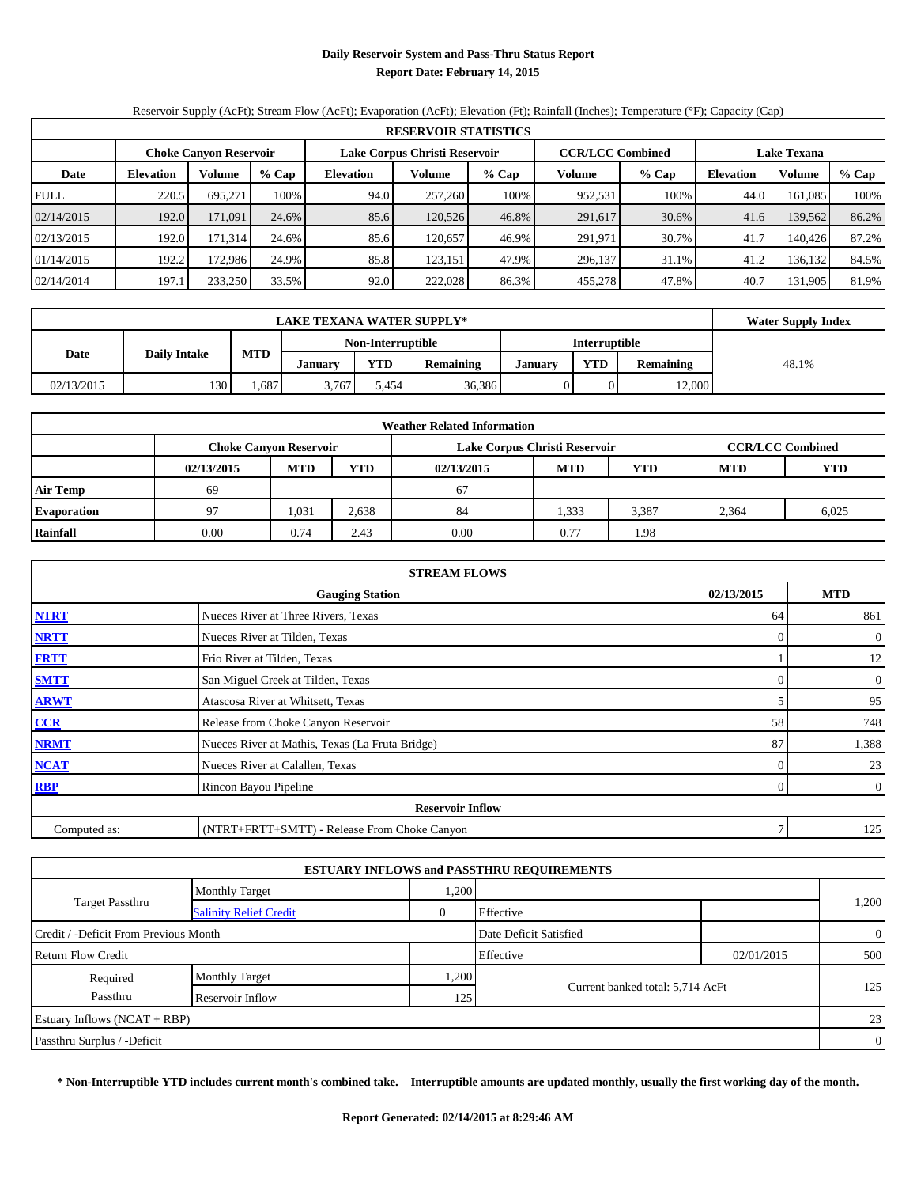# Daily Reservoir System and Pass-Thru Status Report

## Report Date: February 14, 2015

Reservoir Supply (AcFt); Stream Flow (AcFt); Evaporation (AcFt); Elevation (Ft); Rainfall (Inches); Temperature (°F); Capacity (Cap)

| RESERVOIR STATISTICS | | | | | | | | | | | |
|---|---|---|---|---|---|---|---|---|---|---|---|
| | Choke Canyon Reservoir | | | Lake Corpus Christi Reservoir | | | CCR/LCC Combined | | Lake Texana | | |
| Date | Elevation | Volume | % Cap | Elevation | Volume | % Cap | Volume | % Cap | Elevation | Volume | % Cap |
| FULL | 220.5 | 695,271 | 100% | 94.0 | 257,260 | 100% | 952,531 | 100% | 44.0 | 161,085 | 100% |
| 02/14/2015 | 192.0 | 171,091 | 24.6% | 85.6 | 120,526 | 46.8% | 291,617 | 30.6% | 41.6 | 139,562 | 86.2% |
| 02/13/2015 | 192.0 | 171,314 | 24.6% | 85.6 | 120,657 | 46.9% | 291,971 | 30.7% | 41.7 | 140,426 | 87.2% |
| 01/14/2015 | 192.2 | 172,986 | 24.9% | 85.8 | 123,151 | 47.9% | 296,137 | 31.1% | 41.2 | 136,132 | 84.5% |
| 02/14/2014 | 197.1 | 233,250 | 33.5% | 92.0 | 222,028 | 86.3% | 455,278 | 47.8% | 40.7 | 131,905 | 81.9% |

| LAKE TEXANA WATER SUPPLY* | | | | | | | | | Water Supply Index |
|---|---|---|---|---|---|---|---|---|---|
| Date | Daily Intake | MTD | Non-Interruptible | | | Interruptible | | | |
| | | | January | YTD | Remaining | January | YTD | Remaining | |
| 02/13/2015 | 130 | 1,687 | 3,767 | 5,454 | 36,386 | 0 | 0 | 12,000 | 48.1% |

| Weather Related Information | | | | | | | | |
|---|---|---|---|---|---|---|---|---|
| | Choke Canyon Reservoir | | | Lake Corpus Christi Reservoir | | | CCR/LCC Combined | |
| | 02/13/2015 | MTD | YTD | 02/13/2015 | MTD | YTD | MTD | YTD |
| Air Temp | 69 | | | 67 | | | | |
| Evaporation | 97 | 1,031 | 2,638 | 84 | 1,333 | 3,387 | 2,364 | 6,025 |
| Rainfall | 0.00 | 0.74 | 2.43 | 0.00 | 0.77 | 1.98 | | |

| STREAM FLOWS | | | |
|---|---|---|---|
| | Gauging Station | 02/13/2015 | MTD |
| NTRT | Nueces River at Three Rivers, Texas | 64 | 861 |
| NRTT | Nueces River at Tilden, Texas | 0 | 0 |
| FRTT | Frio River at Tilden, Texas | 1 | 12 |
| SMTT | San Miguel Creek at Tilden, Texas | 0 | 0 |
| ARWT | Atascosa River at Whitsett, Texas | 5 | 95 |
| CCR | Release from Choke Canyon Reservoir | 58 | 748 |
| NRMT | Nueces River at Mathis, Texas (La Fruta Bridge) | 87 | 1,388 |
| NCAT | Nueces River at Calallen, Texas | 0 | 23 |
| RBP | Rincon Bayou Pipeline | 0 | 0 |
| Reservoir Inflow | | | |
| Computed as: | (NTRT+FRTT+SMTT) - Release From Choke Canyon | 7 | 125 |

| ESTUARY INFLOWS and PASSTHRU REQUIREMENTS | | | | | |
|---|---|---|---|---|---|
| Target Passthru | Monthly Target | 1,200 | | | 1,200 |
| | Salinity Relief Credit | 0 | Effective | | |
| Credit / -Deficit From Previous Month | | | Date Deficit Satisfied | | 0 |
| Return Flow Credit | | | Effective | 02/01/2015 | 500 |
| Required Passthru | Monthly Target | 1,200 | Current banked total: 5,714 AcFt | | 125 |
| | Reservoir Inflow | 125 | | | |
| Estuary Inflows (NCAT + RBP) | | | | | 23 |
| Passthru Surplus / -Deficit | | | | | 0 |

**\* Non-Interruptible YTD includes current month's combined take. Interruptible amounts are updated monthly, usually the first working day of the month.**

**Report Generated: 02/14/2015 at 8:29:46 AM**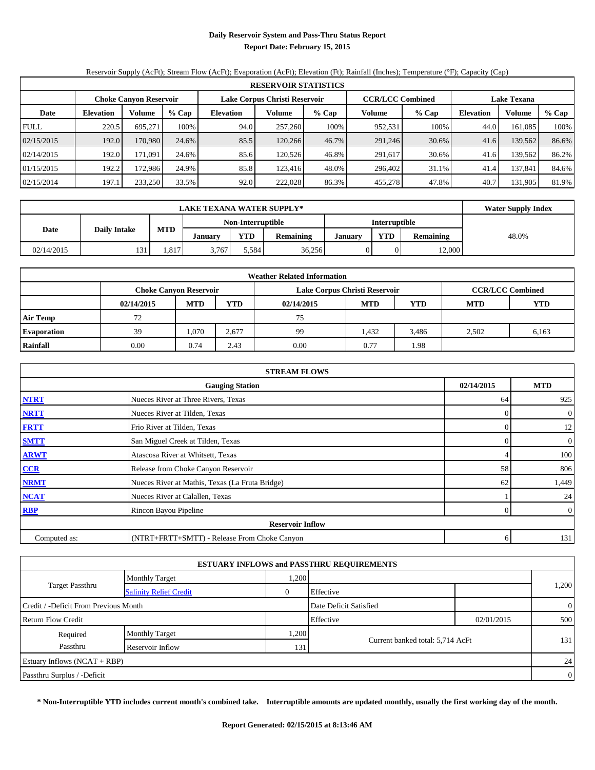# Daily Reservoir System and Pass-Thru Status Report

**Report Date: February 15, 2015**

Reservoir Supply (AcFt); Stream Flow (AcFt); Evaporation (AcFt); Elevation (Ft); Rainfall (Inches); Temperature (°F); Capacity (Cap)

| RESERVOIR STATISTICS | | | | | | | | | | | |
|---|---|---|---|---|---|---|---|---|---|---|---|
| | Choke Canyon Reservoir | | | Lake Corpus Christi Reservoir | | | CCR/LCC Combined | | Lake Texana | | |
| Date | Elevation | Volume | % Cap | Elevation | Volume | % Cap | Volume | % Cap | Elevation | Volume | % Cap |
| FULL | 220.5 | 695,271 | 100% | 94.0 | 257,260 | 100% | 952,531 | 100% | 44.0 | 161,085 | 100% |
| 02/15/2015 | 192.0 | 170,980 | 24.6% | 85.5 | 120,266 | 46.7% | 291,246 | 30.6% | 41.6 | 139,562 | 86.6% |
| 02/14/2015 | 192.0 | 171,091 | 24.6% | 85.6 | 120,526 | 46.8% | 291,617 | 30.6% | 41.6 | 139,562 | 86.2% |
| 01/15/2015 | 192.2 | 172,986 | 24.9% | 85.8 | 123,416 | 48.0% | 296,402 | 31.1% | 41.4 | 137,841 | 84.6% |
| 02/15/2014 | 197.1 | 233,250 | 33.5% | 92.0 | 222,028 | 86.3% | 455,278 | 47.8% | 40.7 | 131,905 | 81.9% |

| LAKE TEXANA WATER SUPPLY* | | | | | | | | | Water Supply Index |
|---|---|---|---|---|---|---|---|---|---|
| Date | Daily Intake | MTD | Non-Interruptible | | | Interruptible | | | |
| | | | January | YTD | Remaining | January | YTD | Remaining | |
| 02/14/2015 | 131 | 1,817 | 3,767 | 5,584 | 36,256 | 0 | 0 | 12,000 | 48.0% |

| Weather Related Information | | | | | | | | |
|---|---|---|---|---|---|---|---|---|
| | Choke Canyon Reservoir | | | Lake Corpus Christi Reservoir | | | CCR/LCC Combined | |
| | 02/14/2015 | MTD | YTD | 02/14/2015 | MTD | YTD | MTD | YTD |
| Air Temp | 72 | | | 75 | | | | |
| Evaporation | 39 | 1,070 | 2,677 | 99 | 1,432 | 3,486 | 2,502 | 6,163 |
| Rainfall | 0.00 | 0.74 | 2.43 | 0.00 | 0.77 | 1.98 | | |

| STREAM FLOWS | | | |
|---|---|---|---|
| | Gauging Station | 02/14/2015 | MTD |
| NTRT | Nueces River at Three Rivers, Texas | 64 | 925 |
| NRTT | Nueces River at Tilden, Texas | 0 | 0 |
| FRTT | Frio River at Tilden, Texas | 0 | 12 |
| SMTT | San Miguel Creek at Tilden, Texas | 0 | 0 |
| ARWT | Atascosa River at Whitsett, Texas | 4 | 100 |
| CCR | Release from Choke Canyon Reservoir | 58 | 806 |
| NRMT | Nueces River at Mathis, Texas (La Fruta Bridge) | 62 | 1,449 |
| NCAT | Nueces River at Calallen, Texas | 1 | 24 |
| RBP | Rincon Bayou Pipeline | 0 | 0 |
| | **Reservoir Inflow** | | |
| Computed as: | (NTRT+FRTT+SMTT) - Release From Choke Canyon | 6 | 131 |

| ESTUARY INFLOWS and PASSTHRU REQUIREMENTS | | | | | |
|---|---|---|---|---|---|
| Target Passthru | Monthly Target | 1,200 | | | 1,200 |
| | Salinity Relief Credit | 0 | Effective | | |
| Credit / -Deficit From Previous Month | | | Date Deficit Satisfied | | 0 |
| Return Flow Credit | | | Effective | 02/01/2015 | 500 |
| Required Passthru | Monthly Target | 1,200 | Current banked total: 5,714 AcFt | | 131 |
| | Reservoir Inflow | 131 | | | |
| Estuary Inflows (NCAT + RBP) | | | | | 24 |
| Passthru Surplus / -Deficit | | | | | 0 |

**\* Non-Interruptible YTD includes current month's combined take. Interruptible amounts are updated monthly, usually the first working day of the month.**

**Report Generated: 02/15/2015 at 8:13:46 AM**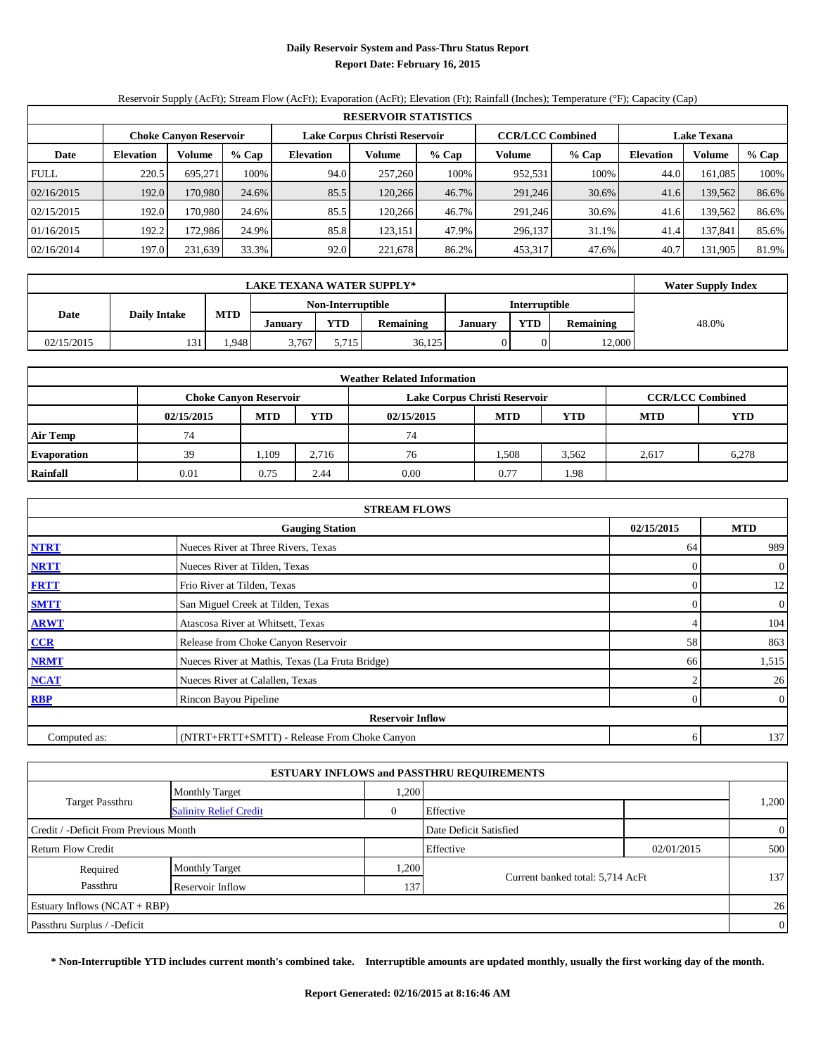# Daily Reservoir System and Pass-Thru Status Report

**Report Date: February 16, 2015**

Reservoir Supply (AcFt); Stream Flow (AcFt); Evaporation (AcFt); Elevation (Ft); Rainfall (Inches); Temperature (°F); Capacity (Cap)

| RESERVOIR STATISTICS | | | | | | | | | | | |
|---|---|---|---|---|---|---|---|---|---|---|---|
| | Choke Canyon Reservoir | | | Lake Corpus Christi Reservoir | | | CCR/LCC Combined | | Lake Texana | | |
| Date | Elevation | Volume | % Cap | Elevation | Volume | % Cap | Volume | % Cap | Elevation | Volume | % Cap |
| FULL | 220.5 | 695,271 | 100% | 94.0 | 257,260 | 100% | 952,531 | 100% | 44.0 | 161,085 | 100% |
| 02/16/2015 | 192.0 | 170,980 | 24.6% | 85.5 | 120,266 | 46.7% | 291,246 | 30.6% | 41.6 | 139,562 | 86.6% |
| 02/15/2015 | 192.0 | 170,980 | 24.6% | 85.5 | 120,266 | 46.7% | 291,246 | 30.6% | 41.6 | 139,562 | 86.6% |
| 01/16/2015 | 192.2 | 172,986 | 24.9% | 85.8 | 123,151 | 47.9% | 296,137 | 31.1% | 41.4 | 137,841 | 85.6% |
| 02/16/2014 | 197.0 | 231,639 | 33.3% | 92.0 | 221,678 | 86.2% | 453,317 | 47.6% | 40.7 | 131,905 | 81.9% |

| LAKE TEXANA WATER SUPPLY* | | | | | | | | | Water Supply Index |
|---|---|---|---|---|---|---|---|---|---|
| Date | Daily Intake | MTD | Non-Interruptible | | | Interruptible | | | |
| | | | January | YTD | Remaining | January | YTD | Remaining | |
| 02/15/2015 | 131 | 1,948 | 3,767 | 5,715 | 36,125 | 0 | 0 | 12,000 | 48.0% |

| Weather Related Information | | | | | | | | |
|---|---|---|---|---|---|---|---|---|
| | Choke Canyon Reservoir | | | Lake Corpus Christi Reservoir | | | CCR/LCC Combined | |
| | 02/15/2015 | MTD | YTD | 02/15/2015 | MTD | YTD | MTD | YTD |
| Air Temp | 74 | | | 74 | | | | |
| Evaporation | 39 | 1,109 | 2,716 | 76 | 1,508 | 3,562 | 2,617 | 6,278 |
| Rainfall | 0.01 | 0.75 | 2.44 | 0.00 | 0.77 | 1.98 | | |

| STREAM FLOWS | | | |
|---|---|---|---|
| | Gauging Station | 02/15/2015 | MTD |
| NTRT | Nueces River at Three Rivers, Texas | 64 | 989 |
| NRTT | Nueces River at Tilden, Texas | 0 | 0 |
| FRTT | Frio River at Tilden, Texas | 0 | 12 |
| SMTT | San Miguel Creek at Tilden, Texas | 0 | 0 |
| ARWT | Atascosa River at Whitsett, Texas | 4 | 104 |
| CCR | Release from Choke Canyon Reservoir | 58 | 863 |
| NRMT | Nueces River at Mathis, Texas (La Fruta Bridge) | 66 | 1,515 |
| NCAT | Nueces River at Calallen, Texas | 2 | 26 |
| RBP | Rincon Bayou Pipeline | 0 | 0 |
| | **Reservoir Inflow** | | |
| Computed as: | (NTRT+FRTT+SMTT) - Release From Choke Canyon | 6 | 137 |

| ESTUARY INFLOWS and PASSTHRU REQUIREMENTS | | | | | |
|---|---|---|---|---|---|
| Target Passthru | Monthly Target | 1,200 | | | 1,200 |
| | Salinity Relief Credit | 0 | Effective | | |
| Credit / -Deficit From Previous Month | | | Date Deficit Satisfied | | 0 |
| Return Flow Credit | | | Effective | 02/01/2015 | 500 |
| Required Passthru | Monthly Target | 1,200 | Current banked total: 5,714 AcFt | | 137 |
| | Reservoir Inflow | 137 | | | |
| Estuary Inflows (NCAT + RBP) | | | | | 26 |
| Passthru Surplus / -Deficit | | | | | 0 |

**\* Non-Interruptible YTD includes current month's combined take. Interruptible amounts are updated monthly, usually the first working day of the month.**

**Report Generated: 02/16/2015 at 8:16:46 AM**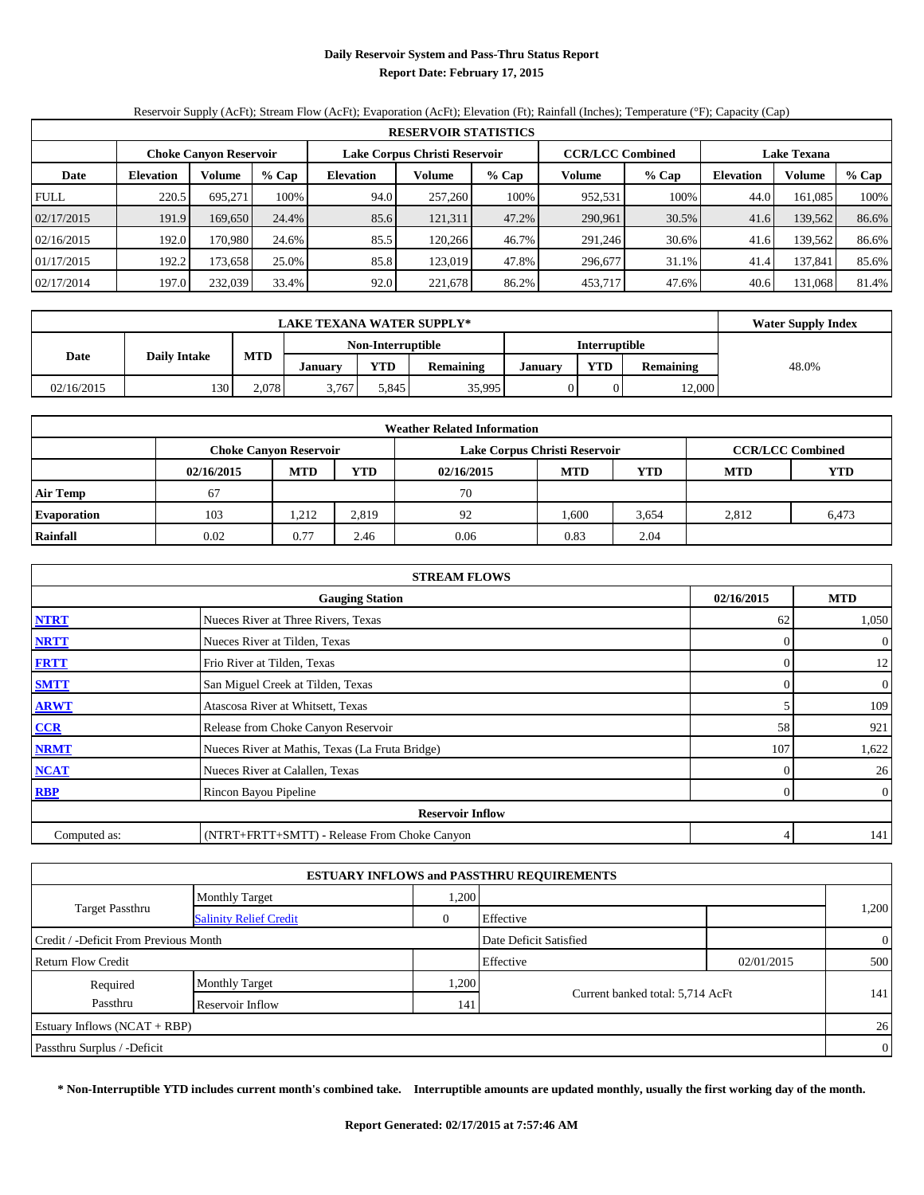# Daily Reservoir System and Pass-Thru Status Report

**Report Date: February 17, 2015**

Reservoir Supply (AcFt); Stream Flow (AcFt); Evaporation (AcFt); Elevation (Ft); Rainfall (Inches); Temperature (°F); Capacity (Cap)

| RESERVOIR STATISTICS | | | | | | | | | | | |
|---|---|---|---|---|---|---|---|---|---|---|---|
| | Choke Canyon Reservoir | | | Lake Corpus Christi Reservoir | | | CCR/LCC Combined | | Lake Texana | | |
| Date | Elevation | Volume | % Cap | Elevation | Volume | % Cap | Volume | % Cap | Elevation | Volume | % Cap |
| FULL | 220.5 | 695,271 | 100% | 94.0 | 257,260 | 100% | 952,531 | 100% | 44.0 | 161,085 | 100% |
| 02/17/2015 | 191.9 | 169,650 | 24.4% | 85.6 | 121,311 | 47.2% | 290,961 | 30.5% | 41.6 | 139,562 | 86.6% |
| 02/16/2015 | 192.0 | 170,980 | 24.6% | 85.5 | 120,266 | 46.7% | 291,246 | 30.6% | 41.6 | 139,562 | 86.6% |
| 01/17/2015 | 192.2 | 173,658 | 25.0% | 85.8 | 123,019 | 47.8% | 296,677 | 31.1% | 41.4 | 137,841 | 85.6% |
| 02/17/2014 | 197.0 | 232,039 | 33.4% | 92.0 | 221,678 | 86.2% | 453,717 | 47.6% | 40.6 | 131,068 | 81.4% |

| LAKE TEXANA WATER SUPPLY* | | | | | | | | | Water Supply Index |
|---|---|---|---|---|---|---|---|---|---|
| Date | Daily Intake | MTD | Non-Interruptible | | | Interruptible | | | |
| | | | January | YTD | Remaining | January | YTD | Remaining | |
| 02/16/2015 | 130 | 2,078 | 3,767 | 5,845 | 35,995 | 0 | 0 | 12,000 | 48.0% |

| Weather Related Information | | | | | | | | |
|---|---|---|---|---|---|---|---|---|
| | Choke Canyon Reservoir | | | Lake Corpus Christi Reservoir | | | CCR/LCC Combined | |
| | 02/16/2015 | MTD | YTD | 02/16/2015 | MTD | YTD | MTD | YTD |
| Air Temp | 67 | | | 70 | | | | |
| Evaporation | 103 | 1,212 | 2,819 | 92 | 1,600 | 3,654 | 2,812 | 6,473 |
| Rainfall | 0.02 | 0.77 | 2.46 | 0.06 | 0.83 | 2.04 | | |

| STREAM FLOWS | | | |
|---|---|---|---|
| | Gauging Station | 02/16/2015 | MTD |
| NTRT | Nueces River at Three Rivers, Texas | 62 | 1,050 |
| NRTT | Nueces River at Tilden, Texas | 0 | 0 |
| FRTT | Frio River at Tilden, Texas | 0 | 12 |
| SMTT | San Miguel Creek at Tilden, Texas | 0 | 0 |
| ARWT | Atascosa River at Whitsett, Texas | 5 | 109 |
| CCR | Release from Choke Canyon Reservoir | 58 | 921 |
| NRMT | Nueces River at Mathis, Texas (La Fruta Bridge) | 107 | 1,622 |
| NCAT | Nueces River at Calallen, Texas | 0 | 26 |
| RBP | Rincon Bayou Pipeline | 0 | 0 |
| | Reservoir Inflow | | |
| Computed as: | (NTRT+FRTT+SMTT) - Release From Choke Canyon | 4 | 141 |

| ESTUARY INFLOWS and PASSTHRU REQUIREMENTS | | | | | |
|---|---|---|---|---|---|
| Target Passthru | Monthly Target | 1,200 | | | 1,200 |
| | Salinity Relief Credit | 0 | Effective | | |
| Credit / -Deficit From Previous Month | | | Date Deficit Satisfied | | 0 |
| Return Flow Credit | | | Effective | 02/01/2015 | 500 |
| Required Passthru | Monthly Target | 1,200 | Current banked total: 5,714 AcFt | | 141 |
| | Reservoir Inflow | 141 | | | |
| Estuary Inflows (NCAT + RBP) | | | | | 26 |
| Passthru Surplus / -Deficit | | | | | 0 |

**\* Non-Interruptible YTD includes current month's combined take. Interruptible amounts are updated monthly, usually the first working day of the month.**

**Report Generated: 02/17/2015 at 7:57:46 AM**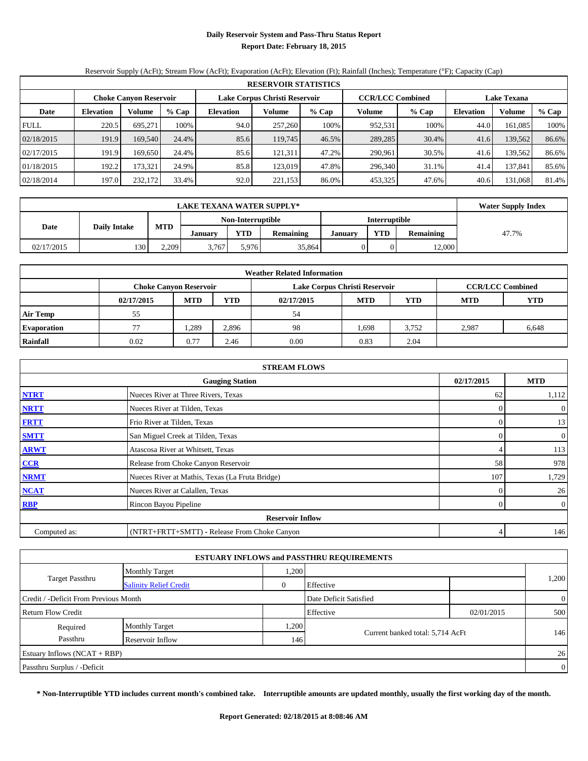# Daily Reservoir System and Pass-Thru Status Report

**Report Date: February 18, 2015**

Reservoir Supply (AcFt); Stream Flow (AcFt); Evaporation (AcFt); Elevation (Ft); Rainfall (Inches); Temperature (°F); Capacity (Cap)

| RESERVOIR STATISTICS | | | | | | | | | | | | |
|---|---|---|---|---|---|---|---|---|---|---|---|---|
| | Choke Canyon Reservoir | | | Lake Corpus Christi Reservoir | | | CCR/LCC Combined | | Lake Texana | | | |
| Date | Elevation | Volume | % Cap | Elevation | Volume | % Cap | Volume | % Cap | Elevation | Volume | % Cap |
| FULL | 220.5 | 695,271 | 100% | 94.0 | 257,260 | 100% | 952,531 | 100% | 44.0 | 161,085 | 100% |
| 02/18/2015 | 191.9 | 169,540 | 24.4% | 85.6 | 119,745 | 46.5% | 289,285 | 30.4% | 41.6 | 139,562 | 86.6% |
| 02/17/2015 | 191.9 | 169,650 | 24.4% | 85.6 | 121,311 | 47.2% | 290,961 | 30.5% | 41.6 | 139,562 | 86.6% |
| 01/18/2015 | 192.2 | 173,321 | 24.9% | 85.8 | 123,019 | 47.8% | 296,340 | 31.1% | 41.4 | 137,841 | 85.6% |
| 02/18/2014 | 197.0 | 232,172 | 33.4% | 92.0 | 221,153 | 86.0% | 453,325 | 47.6% | 40.6 | 131,068 | 81.4% |

| LAKE TEXANA WATER SUPPLY* | | | | | | | | | Water Supply Index |
|---|---|---|---|---|---|---|---|---|---|
| Date | Daily Intake | MTD | Non-Interruptible | | | Interruptible | | | |
| | | | January | YTD | Remaining | January | YTD | Remaining | |
| 02/17/2015 | 130 | 2,209 | 3,767 | 5,976 | 35,864 | 0 | 0 | 12,000 | 47.7% |

| Weather Related Information | | | | | | | | |
|---|---|---|---|---|---|---|---|---|
| | Choke Canyon Reservoir | | | Lake Corpus Christi Reservoir | | | CCR/LCC Combined | |
| | 02/17/2015 | MTD | YTD | 02/17/2015 | MTD | YTD | MTD | YTD |
| Air Temp | 55 | | | 54 | | | | |
| Evaporation | 77 | 1,289 | 2,896 | 98 | 1,698 | 3,752 | 2,987 | 6,648 |
| Rainfall | 0.02 | 0.77 | 2.46 | 0.00 | 0.83 | 2.04 | | |

| STREAM FLOWS | | | |
|---|---|---|---|
| | Gauging Station | 02/17/2015 | MTD |
| NTRT | Nueces River at Three Rivers, Texas | 62 | 1,112 |
| NRTT | Nueces River at Tilden, Texas | 0 | 0 |
| FRTT | Frio River at Tilden, Texas | 0 | 13 |
| SMTT | San Miguel Creek at Tilden, Texas | 0 | 0 |
| ARWT | Atascosa River at Whitsett, Texas | 4 | 113 |
| CCR | Release from Choke Canyon Reservoir | 58 | 978 |
| NRMT | Nueces River at Mathis, Texas (La Fruta Bridge) | 107 | 1,729 |
| NCAT | Nueces River at Calallen, Texas | 0 | 26 |
| RBP | Rincon Bayou Pipeline | 0 | 0 |
| | Reservoir Inflow | | |
| Computed as: | (NTRT+FRTT+SMTT) - Release From Choke Canyon | 4 | 146 |

| ESTUARY INFLOWS and PASSTHRU REQUIREMENTS | | | | | |
|---|---|---|---|---|---|
| Target Passthru | Monthly Target | 1,200 | | | 1,200 |
| | Salinity Relief Credit | 0 | Effective | | |
| Credit / -Deficit From Previous Month | | | Date Deficit Satisfied | | 0 |
| Return Flow Credit | | | Effective | 02/01/2015 | 500 |
| Required Passthru | Monthly Target | 1,200 | Current banked total: 5,714 AcFt | | 146 |
| | Reservoir Inflow | 146 | | | |
| Estuary Inflows (NCAT + RBP) | | | | | 26 |
| Passthru Surplus / -Deficit | | | | | 0 |

**\* Non-Interruptible YTD includes current month's combined take. Interruptible amounts are updated monthly, usually the first working day of the month.**

**Report Generated: 02/18/2015 at 8:08:46 AM**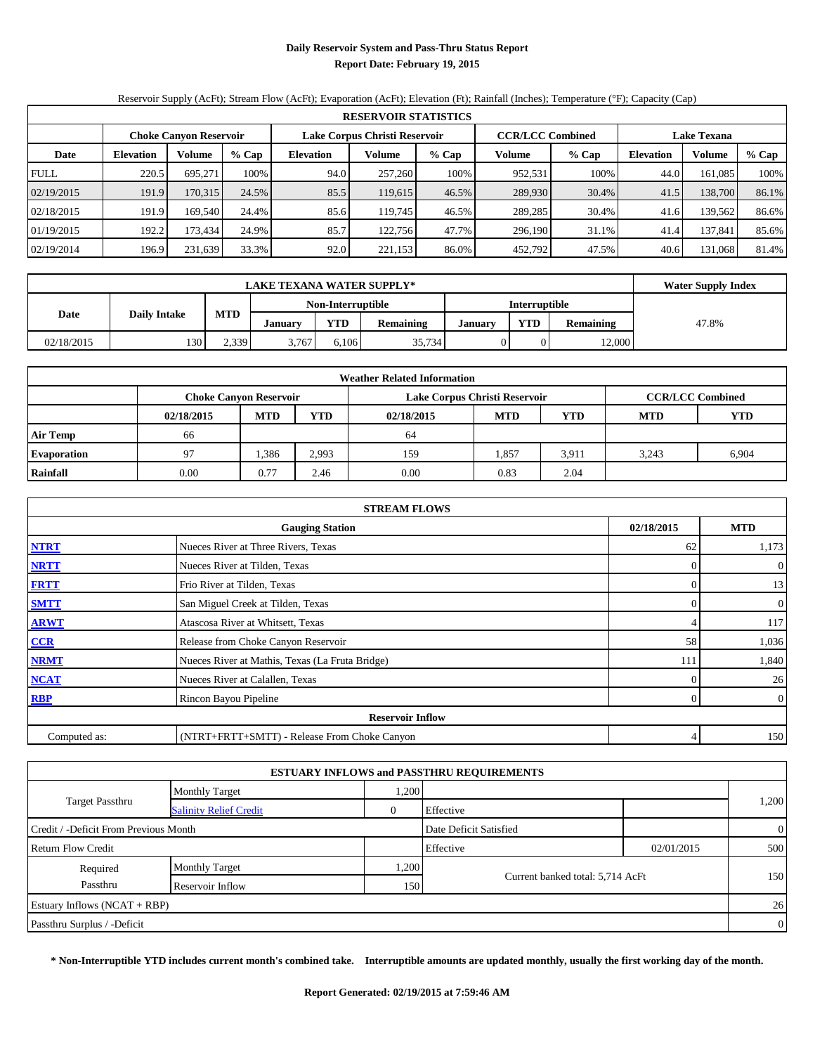# Daily Reservoir System and Pass-Thru Status Report

**Report Date: February 19, 2015**

Reservoir Supply (AcFt); Stream Flow (AcFt); Evaporation (AcFt); Elevation (Ft); Rainfall (Inches); Temperature (°F); Capacity (Cap)

| RESERVOIR STATISTICS | | | | | | | | | | | |
|---|---|---|---|---|---|---|---|---|---|---|---|
| | Choke Canyon Reservoir | | | Lake Corpus Christi Reservoir | | | CCR/LCC Combined | | Lake Texana | | |
| Date | Elevation | Volume | % Cap | Elevation | Volume | % Cap | Volume | % Cap | Elevation | Volume | % Cap |
| FULL | 220.5 | 695,271 | 100% | 94.0 | 257,260 | 100% | 952,531 | 100% | 44.0 | 161,085 | 100% |
| 02/19/2015 | 191.9 | 170,315 | 24.5% | 85.5 | 119,615 | 46.5% | 289,930 | 30.4% | 41.5 | 138,700 | 86.1% |
| 02/18/2015 | 191.9 | 169,540 | 24.4% | 85.6 | 119,745 | 46.5% | 289,285 | 30.4% | 41.6 | 139,562 | 86.6% |
| 01/19/2015 | 192.2 | 173,434 | 24.9% | 85.7 | 122,756 | 47.7% | 296,190 | 31.1% | 41.4 | 137,841 | 85.6% |
| 02/19/2014 | 196.9 | 231,639 | 33.3% | 92.0 | 221,153 | 86.0% | 452,792 | 47.5% | 40.6 | 131,068 | 81.4% |

| LAKE TEXANA WATER SUPPLY* | | | | | | | | | Water Supply Index |
|---|---|---|---|---|---|---|---|---|---|
| Date | Daily Intake | MTD | Non-Interruptible | | | Interruptible | | | |
| | | | January | YTD | Remaining | January | YTD | Remaining | |
| 02/18/2015 | 130 | 2,339 | 3,767 | 6,106 | 35,734 | 0 | 0 | 12,000 | 47.8% |

| Weather Related Information | | | | | | | | |
|---|---|---|---|---|---|---|---|---|
| | Choke Canyon Reservoir | | | Lake Corpus Christi Reservoir | | | CCR/LCC Combined | |
| | 02/18/2015 | MTD | YTD | 02/18/2015 | MTD | YTD | MTD | YTD |
| Air Temp | 66 | | | 64 | | | | |
| Evaporation | 97 | 1,386 | 2,993 | 159 | 1,857 | 3,911 | 3,243 | 6,904 |
| Rainfall | 0.00 | 0.77 | 2.46 | 0.00 | 0.83 | 2.04 | | |

| STREAM FLOWS | | | |
|---|---|---|---|
| | Gauging Station | 02/18/2015 | MTD |
| NTRT | Nueces River at Three Rivers, Texas | 62 | 1,173 |
| NRTT | Nueces River at Tilden, Texas | 0 | 0 |
| FRTT | Frio River at Tilden, Texas | 0 | 13 |
| SMTT | San Miguel Creek at Tilden, Texas | 0 | 0 |
| ARWT | Atascosa River at Whitsett, Texas | 4 | 117 |
| CCR | Release from Choke Canyon Reservoir | 58 | 1,036 |
| NRMT | Nueces River at Mathis, Texas (La Fruta Bridge) | 111 | 1,840 |
| NCAT | Nueces River at Calallen, Texas | 0 | 26 |
| RBP | Rincon Bayou Pipeline | 0 | 0 |
| Reservoir Inflow | | | |
| Computed as: | (NTRT+FRTT+SMTT) - Release From Choke Canyon | 4 | 150 |

| ESTUARY INFLOWS and PASSTHRU REQUIREMENTS | | | | | |
|---|---|---|---|---|---|
| Target Passthru | Monthly Target | 1,200 | | | 1,200 |
| | Salinity Relief Credit | 0 | Effective | | |
| Credit / -Deficit From Previous Month | | | Date Deficit Satisfied | | 0 |
| Return Flow Credit | | | Effective | 02/01/2015 | 500 |
| Required Passthru | Monthly Target | 1,200 | Current banked total: 5,714 AcFt | | 150 |
| | Reservoir Inflow | 150 | | | |
| Estuary Inflows (NCAT + RBP) | | | | | 26 |
| Passthru Surplus / -Deficit | | | | | 0 |

**\* Non-Interruptible YTD includes current month's combined take. Interruptible amounts are updated monthly, usually the first working day of the month.**

**Report Generated: 02/19/2015 at 7:59:46 AM**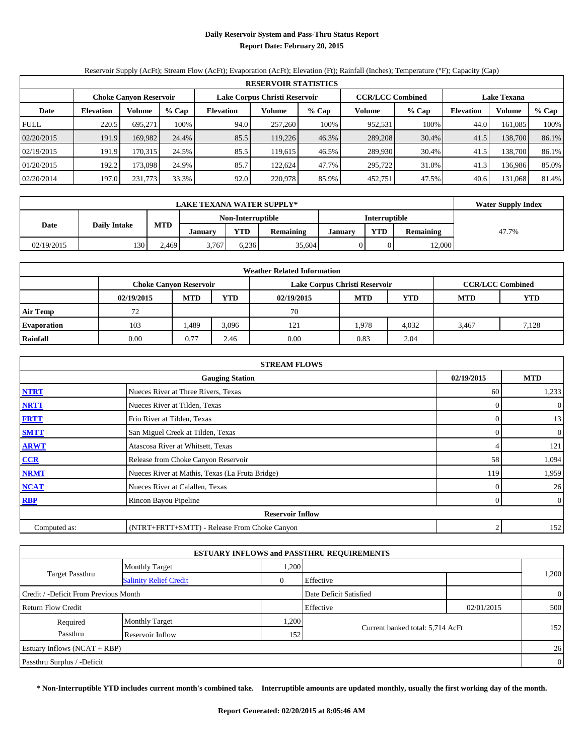# Daily Reservoir System and Pass-Thru Status Report

**Report Date: February 20, 2015**

Reservoir Supply (AcFt); Stream Flow (AcFt); Evaporation (AcFt); Elevation (Ft); Rainfall (Inches); Temperature (°F); Capacity (Cap)

| RESERVOIR STATISTICS | | | | | | | | | | | |
|---|---|---|---|---|---|---|---|---|---|---|---|
| | Choke Canyon Reservoir | | | Lake Corpus Christi Reservoir | | | CCR/LCC Combined | | Lake Texana | | |
| Date | Elevation | Volume | % Cap | Elevation | Volume | % Cap | Volume | % Cap | Elevation | Volume | % Cap |
| FULL | 220.5 | 695,271 | 100% | 94.0 | 257,260 | 100% | 952,531 | 100% | 44.0 | 161,085 | 100% |
| 02/20/2015 | 191.9 | 169,982 | 24.4% | 85.5 | 119,226 | 46.3% | 289,208 | 30.4% | 41.5 | 138,700 | 86.1% |
| 02/19/2015 | 191.9 | 170,315 | 24.5% | 85.5 | 119,615 | 46.5% | 289,930 | 30.4% | 41.5 | 138,700 | 86.1% |
| 01/20/2015 | 192.2 | 173,098 | 24.9% | 85.7 | 122,624 | 47.7% | 295,722 | 31.0% | 41.3 | 136,986 | 85.0% |
| 02/20/2014 | 197.0 | 231,773 | 33.3% | 92.0 | 220,978 | 85.9% | 452,751 | 47.5% | 40.6 | 131,068 | 81.4% |

| LAKE TEXANA WATER SUPPLY* | | | | | | | | | Water Supply Index |
|---|---|---|---|---|---|---|---|---|---|
| Date | Daily Intake | MTD | Non-Interruptible | | | Interruptible | | | |
| | | | January | YTD | Remaining | January | YTD | Remaining | |
| 02/19/2015 | 130 | 2,469 | 3,767 | 6,236 | 35,604 | 0 | 0 | 12,000 | 47.7% |

| Weather Related Information | | | | | | | | |
|---|---|---|---|---|---|---|---|---|
| | Choke Canyon Reservoir | | | Lake Corpus Christi Reservoir | | | CCR/LCC Combined | |
| | 02/19/2015 | MTD | YTD | 02/19/2015 | MTD | YTD | MTD | YTD |
| Air Temp | 72 | | | 70 | | | | |
| Evaporation | 103 | 1,489 | 3,096 | 121 | 1,978 | 4,032 | 3,467 | 7,128 |
| Rainfall | 0.00 | 0.77 | 2.46 | 0.00 | 0.83 | 2.04 | | |

| STREAM FLOWS | | | |
|---|---|---|---|
| | Gauging Station | 02/19/2015 | MTD |
| NTRT | Nueces River at Three Rivers, Texas | 60 | 1,233 |
| NRTT | Nueces River at Tilden, Texas | 0 | 0 |
| FRTT | Frio River at Tilden, Texas | 0 | 13 |
| SMTT | San Miguel Creek at Tilden, Texas | 0 | 0 |
| ARWT | Atascosa River at Whitsett, Texas | 4 | 121 |
| CCR | Release from Choke Canyon Reservoir | 58 | 1,094 |
| NRMT | Nueces River at Mathis, Texas (La Fruta Bridge) | 119 | 1,959 |
| NCAT | Nueces River at Calallen, Texas | 0 | 26 |
| RBP | Rincon Bayou Pipeline | 0 | 0 |
| **Reservoir Inflow** | | | |
| Computed as: | (NTRT+FRTT+SMTT) - Release From Choke Canyon | 2 | 152 |

| ESTUARY INFLOWS and PASSTHRU REQUIREMENTS | | | | | |
|---|---|---|---|---|---|
| Target Passthru | Monthly Target | 1,200 | | | 1,200 |
| | Salinity Relief Credit | 0 | Effective | | |
| Credit / -Deficit From Previous Month | | | Date Deficit Satisfied | | 0 |
| Return Flow Credit | | | Effective | 02/01/2015 | 500 |
| Required Passthru | Monthly Target | 1,200 | Current banked total: 5,714 AcFt | | 152 |
| | Reservoir Inflow | 152 | | | |
| Estuary Inflows (NCAT + RBP) | | | | | 26 |
| Passthru Surplus / -Deficit | | | | | 0 |

**\* Non-Interruptible YTD includes current month's combined take. Interruptible amounts are updated monthly, usually the first working day of the month.**

**Report Generated: 02/20/2015 at 8:05:46 AM**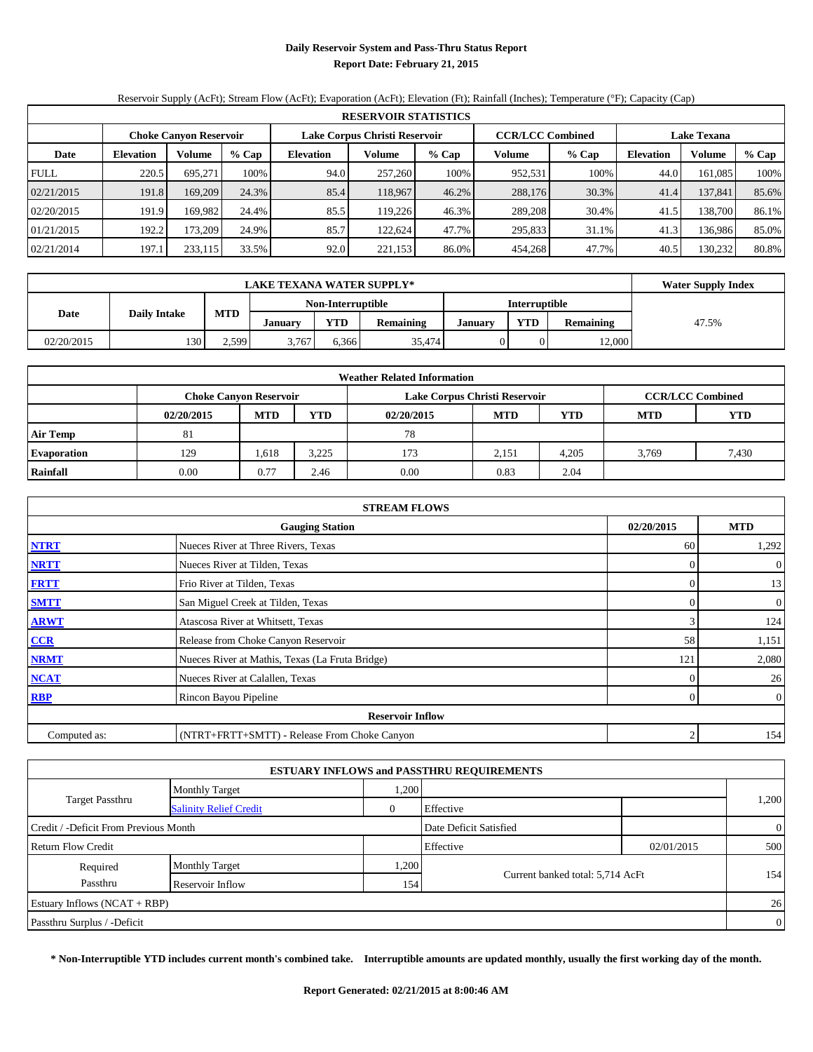# Daily Reservoir System and Pass-Thru Status Report

**Report Date: February 21, 2015**

Reservoir Supply (AcFt); Stream Flow (AcFt); Evaporation (AcFt); Elevation (Ft); Rainfall (Inches); Temperature (°F); Capacity (Cap)

| RESERVOIR STATISTICS | | | | | | | | | | | |
|---|---|---|---|---|---|---|---|---|---|---|---|
| | Choke Canyon Reservoir | | | Lake Corpus Christi Reservoir | | | CCR/LCC Combined | | Lake Texana | | |
| Date | Elevation | Volume | % Cap | Elevation | Volume | % Cap | Volume | % Cap | Elevation | Volume | % Cap |
| FULL | 220.5 | 695,271 | 100% | 94.0 | 257,260 | 100% | 952,531 | 100% | 44.0 | 161,085 | 100% |
| 02/21/2015 | 191.8 | 169,209 | 24.3% | 85.4 | 118,967 | 46.2% | 288,176 | 30.3% | 41.4 | 137,841 | 85.6% |
| 02/20/2015 | 191.9 | 169,982 | 24.4% | 85.5 | 119,226 | 46.3% | 289,208 | 30.4% | 41.5 | 138,700 | 86.1% |
| 01/21/2015 | 192.2 | 173,209 | 24.9% | 85.7 | 122,624 | 47.7% | 295,833 | 31.1% | 41.3 | 136,986 | 85.0% |
| 02/21/2014 | 197.1 | 233,115 | 33.5% | 92.0 | 221,153 | 86.0% | 454,268 | 47.7% | 40.5 | 130,232 | 80.8% |

| LAKE TEXANA WATER SUPPLY* | | | | | | | | | Water Supply Index |
|---|---|---|---|---|---|---|---|---|---|
| Date | Daily Intake | MTD | Non-Interruptible | | | Interruptible | | | |
| | | | January | YTD | Remaining | January | YTD | Remaining | |
| 02/20/2015 | 130 | 2,599 | 3,767 | 6,366 | 35,474 | 0 | 0 | 12,000 | 47.5% |

| Weather Related Information | | | | | | | | |
|---|---|---|---|---|---|---|---|---|
| | Choke Canyon Reservoir | | | Lake Corpus Christi Reservoir | | | CCR/LCC Combined | |
| | 02/20/2015 | MTD | YTD | 02/20/2015 | MTD | YTD | MTD | YTD |
| Air Temp | 81 | | | 78 | | | | |
| Evaporation | 129 | 1,618 | 3,225 | 173 | 2,151 | 4,205 | 3,769 | 7,430 |
| Rainfall | 0.00 | 0.77 | 2.46 | 0.00 | 0.83 | 2.04 | | |

| STREAM FLOWS | | | |
|---|---|---|---|
| | Gauging Station | 02/20/2015 | MTD |
| NTRT | Nueces River at Three Rivers, Texas | 60 | 1,292 |
| NRTT | Nueces River at Tilden, Texas | 0 | 0 |
| FRTT | Frio River at Tilden, Texas | 0 | 13 |
| SMTT | San Miguel Creek at Tilden, Texas | 0 | 0 |
| ARWT | Atascosa River at Whitsett, Texas | 3 | 124 |
| CCR | Release from Choke Canyon Reservoir | 58 | 1,151 |
| NRMT | Nueces River at Mathis, Texas (La Fruta Bridge) | 121 | 2,080 |
| NCAT | Nueces River at Calallen, Texas | 0 | 26 |
| RBP | Rincon Bayou Pipeline | 0 | 0 |
| | Reservoir Inflow | | |
| Computed as: | (NTRT+FRTT+SMTT) - Release From Choke Canyon | 2 | 154 |

| ESTUARY INFLOWS and PASSTHRU REQUIREMENTS | | | | | |
|---|---|---|---|---|---|
| Target Passthru | Monthly Target | 1,200 | | | 1,200 |
| | Salinity Relief Credit | 0 | Effective | | |
| Credit / -Deficit From Previous Month | | | Date Deficit Satisfied | | 0 |
| Return Flow Credit | | | Effective | 02/01/2015 | 500 |
| Required Passthru | Monthly Target | 1,200 | Current banked total: 5,714 AcFt | | 154 |
| | Reservoir Inflow | 154 | | | |
| Estuary Inflows (NCAT + RBP) | | | | | 26 |
| Passthru Surplus / -Deficit | | | | | 0 |

**\* Non-Interruptible YTD includes current month's combined take. Interruptible amounts are updated monthly, usually the first working day of the month.**

**Report Generated: 02/21/2015 at 8:00:46 AM**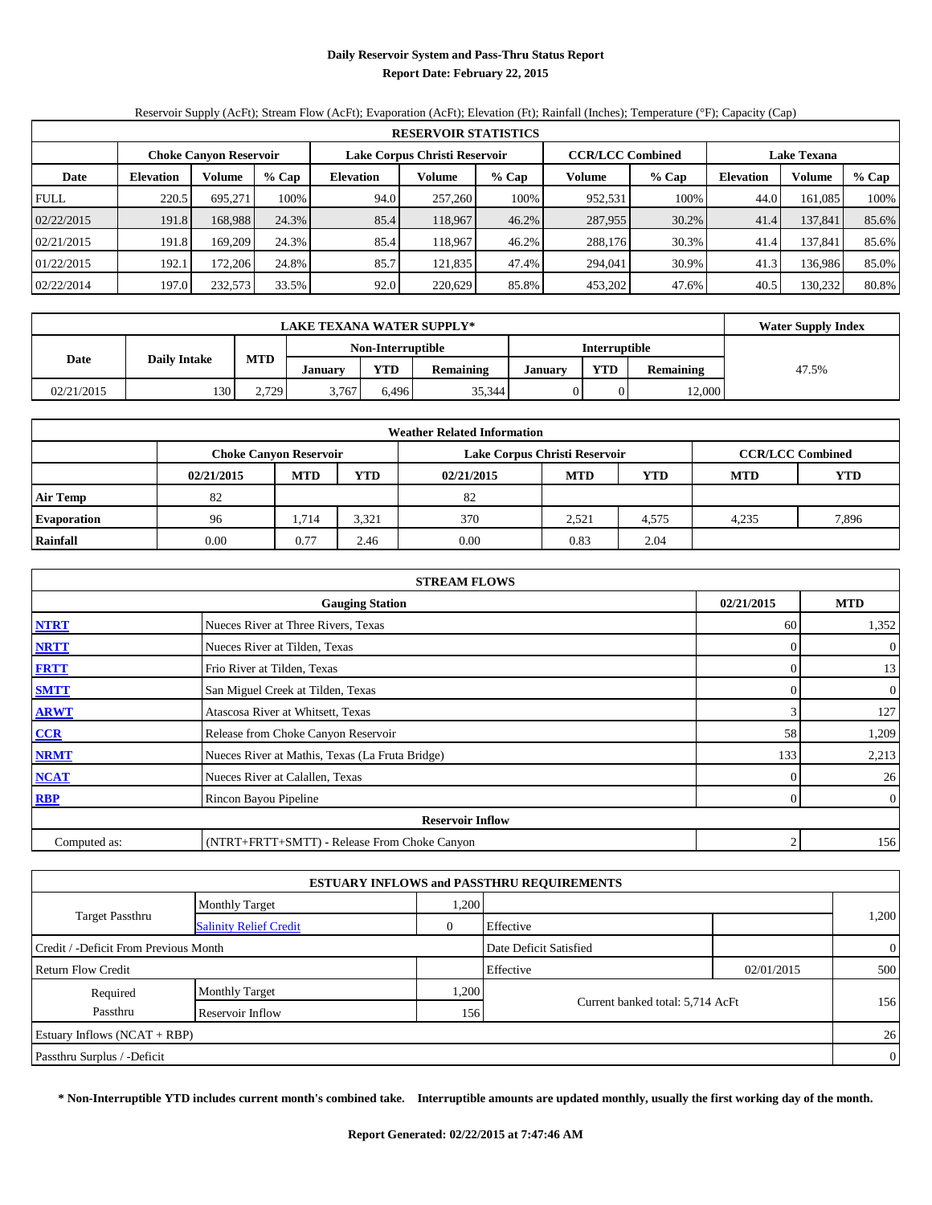# Daily Reservoir System and Pass-Thru Status Report

**Report Date: February 22, 2015**

Reservoir Supply (AcFt); Stream Flow (AcFt); Evaporation (AcFt); Elevation (Ft); Rainfall (Inches); Temperature (°F); Capacity (Cap)

| RESERVOIR STATISTICS | | | | | | | | | | | |
|---|---|---|---|---|---|---|---|---|---|---|---|
| | Choke Canyon Reservoir | | | Lake Corpus Christi Reservoir | | | CCR/LCC Combined | | Lake Texana | | |
| Date | Elevation | Volume | % Cap | Elevation | Volume | % Cap | Volume | % Cap | Elevation | Volume | % Cap |
| FULL | 220.5 | 695,271 | 100% | 94.0 | 257,260 | 100% | 952,531 | 100% | 44.0 | 161,085 | 100% |
| 02/22/2015 | 191.8 | 168,988 | 24.3% | 85.4 | 118,967 | 46.2% | 287,955 | 30.2% | 41.4 | 137,841 | 85.6% |
| 02/21/2015 | 191.8 | 169,209 | 24.3% | 85.4 | 118,967 | 46.2% | 288,176 | 30.3% | 41.4 | 137,841 | 85.6% |
| 01/22/2015 | 192.1 | 172,206 | 24.8% | 85.7 | 121,835 | 47.4% | 294,041 | 30.9% | 41.3 | 136,986 | 85.0% |
| 02/22/2014 | 197.0 | 232,573 | 33.5% | 92.0 | 220,629 | 85.8% | 453,202 | 47.6% | 40.5 | 130,232 | 80.8% |

| LAKE TEXANA WATER SUPPLY* | | | | | | | | | Water Supply Index |
|---|---|---|---|---|---|---|---|---|---|
| Date | Daily Intake | MTD | Non-Interruptible | | | Interruptible | | | |
| | | | January | YTD | Remaining | January | YTD | Remaining | |
| 02/21/2015 | 130 | 2,729 | 3,767 | 6,496 | 35,344 | 0 | 0 | 12,000 | 47.5% |

| Weather Related Information | | | | | | | | |
|---|---|---|---|---|---|---|---|---|
| | Choke Canyon Reservoir | | | Lake Corpus Christi Reservoir | | | CCR/LCC Combined | |
| | 02/21/2015 | MTD | YTD | 02/21/2015 | MTD | YTD | MTD | YTD |
| Air Temp | 82 | | | 82 | | | | |
| Evaporation | 96 | 1,714 | 3,321 | 370 | 2,521 | 4,575 | 4,235 | 7,896 |
| Rainfall | 0.00 | 0.77 | 2.46 | 0.00 | 0.83 | 2.04 | | |

| STREAM FLOWS | | | |
|---|---|---|---|
| | Gauging Station | 02/21/2015 | MTD |
| NTRT | Nueces River at Three Rivers, Texas | 60 | 1,352 |
| NRTT | Nueces River at Tilden, Texas | 0 | 0 |
| FRTT | Frio River at Tilden, Texas | 0 | 13 |
| SMTT | San Miguel Creek at Tilden, Texas | 0 | 0 |
| ARWT | Atascosa River at Whitsett, Texas | 3 | 127 |
| CCR | Release from Choke Canyon Reservoir | 58 | 1,209 |
| NRMT | Nueces River at Mathis, Texas (La Fruta Bridge) | 133 | 2,213 |
| NCAT | Nueces River at Calallen, Texas | 0 | 26 |
| RBP | Rincon Bayou Pipeline | 0 | 0 |
| Reservoir Inflow | | | |
| Computed as: | (NTRT+FRTT+SMTT) - Release From Choke Canyon | 2 | 156 |

| ESTUARY INFLOWS and PASSTHRU REQUIREMENTS | | | | | |
|---|---|---|---|---|---|
| Target Passthru | Monthly Target | 1,200 | | | 1,200 |
| | Salinity Relief Credit | 0 | Effective | | |
| Credit / -Deficit From Previous Month | | | Date Deficit Satisfied | | 0 |
| Return Flow Credit | | | Effective | 02/01/2015 | 500 |
| Required Passthru | Monthly Target | 1,200 | Current banked total: 5,714 AcFt | | 156 |
| | Reservoir Inflow | 156 | | | |
| Estuary Inflows (NCAT + RBP) | | | | | 26 |
| Passthru Surplus / -Deficit | | | | | 0 |

**\* Non-Interruptible YTD includes current month's combined take. Interruptible amounts are updated monthly, usually the first working day of the month.**

**Report Generated: 02/22/2015 at 7:47:46 AM**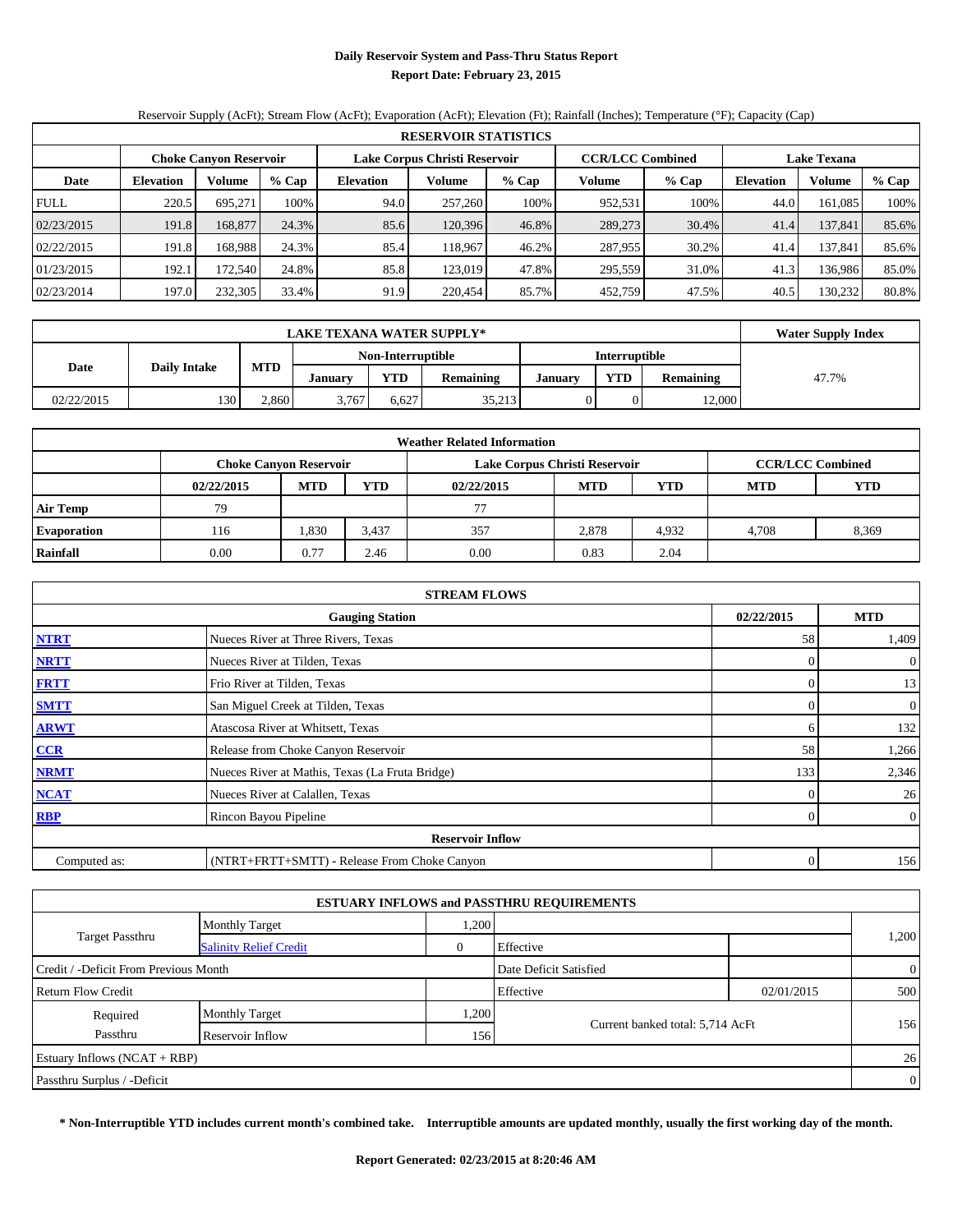# Daily Reservoir System and Pass-Thru Status Report

**Report Date: February 23, 2015**

Reservoir Supply (AcFt); Stream Flow (AcFt); Evaporation (AcFt); Elevation (Ft); Rainfall (Inches); Temperature (°F); Capacity (Cap)

| RESERVOIR STATISTICS | | | | | | | | | | | |
|---|---|---|---|---|---|---|---|---|---|---|---|
| | Choke Canyon Reservoir | | | Lake Corpus Christi Reservoir | | | CCR/LCC Combined | | Lake Texana | | |
| Date | Elevation | Volume | % Cap | Elevation | Volume | % Cap | Volume | % Cap | Elevation | Volume | % Cap |
| FULL | 220.5 | 695,271 | 100% | 94.0 | 257,260 | 100% | 952,531 | 100% | 44.0 | 161,085 | 100% |
| 02/23/2015 | 191.8 | 168,877 | 24.3% | 85.6 | 120,396 | 46.8% | 289,273 | 30.4% | 41.4 | 137,841 | 85.6% |
| 02/22/2015 | 191.8 | 168,988 | 24.3% | 85.4 | 118,967 | 46.2% | 287,955 | 30.2% | 41.4 | 137,841 | 85.6% |
| 01/23/2015 | 192.1 | 172,540 | 24.8% | 85.8 | 123,019 | 47.8% | 295,559 | 31.0% | 41.3 | 136,986 | 85.0% |
| 02/23/2014 | 197.0 | 232,305 | 33.4% | 91.9 | 220,454 | 85.7% | 452,759 | 47.5% | 40.5 | 130,232 | 80.8% |

| LAKE TEXANA WATER SUPPLY* | | | | | | | | | Water Supply Index |
|---|---|---|---|---|---|---|---|---|---|
| Date | Daily Intake | MTD | Non-Interruptible | | | Interruptible | | | |
| | | | January | YTD | Remaining | January | YTD | Remaining | |
| 02/22/2015 | 130 | 2,860 | 3,767 | 6,627 | 35,213 | 0 | 0 | 12,000 | 47.7% |

| Weather Related Information | | | | | | | | |
|---|---|---|---|---|---|---|---|---|
| | Choke Canyon Reservoir | | | Lake Corpus Christi Reservoir | | | CCR/LCC Combined | |
| | 02/22/2015 | MTD | YTD | 02/22/2015 | MTD | YTD | MTD | YTD |
| Air Temp | 79 | | | 77 | | | | |
| Evaporation | 116 | 1,830 | 3,437 | 357 | 2,878 | 4,932 | 4,708 | 8,369 |
| Rainfall | 0.00 | 0.77 | 2.46 | 0.00 | 0.83 | 2.04 | | |

| STREAM FLOWS | | | |
|---|---|---|---|
| Gauging Station | | 02/22/2015 | MTD |
| NTRT | Nueces River at Three Rivers, Texas | 58 | 1,409 |
| NRTT | Nueces River at Tilden, Texas | 0 | 0 |
| FRTT | Frio River at Tilden, Texas | 0 | 13 |
| SMTT | San Miguel Creek at Tilden, Texas | 0 | 0 |
| ARWT | Atascosa River at Whitsett, Texas | 6 | 132 |
| CCR | Release from Choke Canyon Reservoir | 58 | 1,266 |
| NRMT | Nueces River at Mathis, Texas (La Fruta Bridge) | 133 | 2,346 |
| NCAT | Nueces River at Calallen, Texas | 0 | 26 |
| RBP | Rincon Bayou Pipeline | 0 | 0 |
| Reservoir Inflow | | | |
| Computed as: | (NTRT+FRTT+SMTT) - Release From Choke Canyon | 0 | 156 |

| ESTUARY INFLOWS and PASSTHRU REQUIREMENTS | | | | | |
|---|---|---|---|---|---|
| Target Passthru | Monthly Target | 1,200 | | | 1,200 |
| | Salinity Relief Credit | 0 | Effective | | |
| Credit / -Deficit From Previous Month | | | Date Deficit Satisfied | | 0 |
| Return Flow Credit | | | Effective | 02/01/2015 | 500 |
| Required Passthru | Monthly Target | 1,200 | Current banked total: 5,714 AcFt | | 156 |
| | Reservoir Inflow | 156 | | | |
| Estuary Inflows (NCAT + RBP) | | | | | 26 |
| Passthru Surplus / -Deficit | | | | | 0 |

**\* Non-Interruptible YTD includes current month's combined take. Interruptible amounts are updated monthly, usually the first working day of the month.**

**Report Generated: 02/23/2015 at 8:20:46 AM**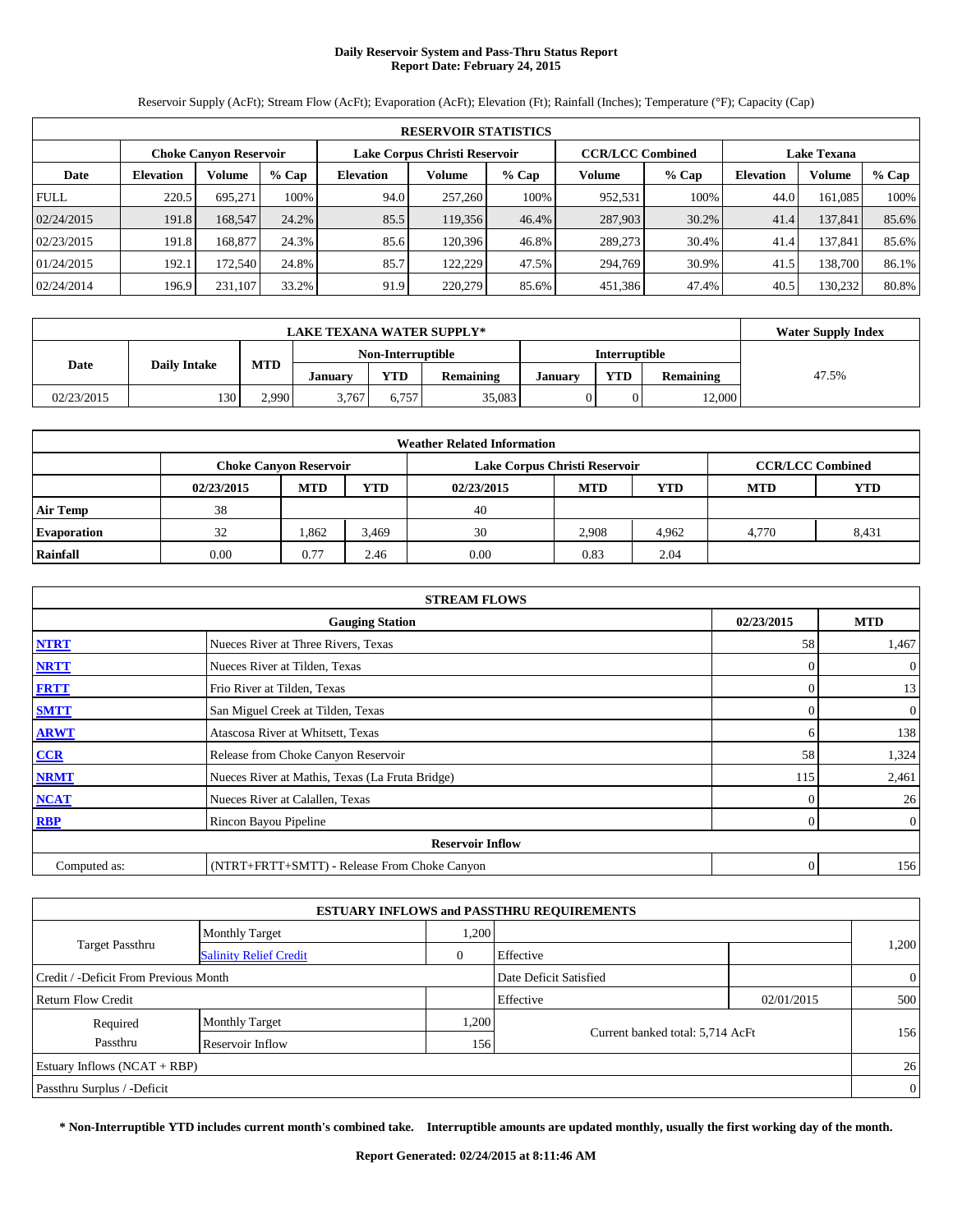# Daily Reservoir System and Pass-Thru Status Report
## Report Date: February 24, 2015

Reservoir Supply (AcFt); Stream Flow (AcFt); Evaporation (AcFt); Elevation (Ft); Rainfall (Inches); Temperature (°F); Capacity (Cap)

| RESERVOIR STATISTICS | | | | | | | | | | | |
|---|---|---|---|---|---|---|---|---|---|---|---|
| | Choke Canyon Reservoir | | | Lake Corpus Christi Reservoir | | | CCR/LCC Combined | | Lake Texana | | |
| Date | Elevation | Volume | % Cap | Elevation | Volume | % Cap | Volume | % Cap | Elevation | Volume | % Cap |
| FULL | 220.5 | 695,271 | 100% | 94.0 | 257,260 | 100% | 952,531 | 100% | 44.0 | 161,085 | 100% |
| 02/24/2015 | 191.8 | 168,547 | 24.2% | 85.5 | 119,356 | 46.4% | 287,903 | 30.2% | 41.4 | 137,841 | 85.6% |
| 02/23/2015 | 191.8 | 168,877 | 24.3% | 85.6 | 120,396 | 46.8% | 289,273 | 30.4% | 41.4 | 137,841 | 85.6% |
| 01/24/2015 | 192.1 | 172,540 | 24.8% | 85.7 | 122,229 | 47.5% | 294,769 | 30.9% | 41.5 | 138,700 | 86.1% |
| 02/24/2014 | 196.9 | 231,107 | 33.2% | 91.9 | 220,279 | 85.6% | 451,386 | 47.4% | 40.5 | 130,232 | 80.8% |

| LAKE TEXANA WATER SUPPLY* | | | | | | | | | Water Supply Index |
|---|---|---|---|---|---|---|---|---|---|
| Date | Daily Intake | MTD | Non-Interruptible | | | Interruptible | | | |
| | | | January | YTD | Remaining | January | YTD | Remaining | |
| 02/23/2015 | 130 | 2,990 | 3,767 | 6,757 | 35,083 | 0 | 0 | 12,000 | 47.5% |

| Weather Related Information | | | | | | | | |
|---|---|---|---|---|---|---|---|---|
| | Choke Canyon Reservoir | | | Lake Corpus Christi Reservoir | | | CCR/LCC Combined | |
| | 02/23/2015 | MTD | YTD | 02/23/2015 | MTD | YTD | MTD | YTD |
| Air Temp | 38 | | | 40 | | | | |
| Evaporation | 32 | 1,862 | 3,469 | 30 | 2,908 | 4,962 | 4,770 | 8,431 |
| Rainfall | 0.00 | 0.77 | 2.46 | 0.00 | 0.83 | 2.04 | | |

| STREAM FLOWS | | | |
|---|---|---|---|
| | Gauging Station | 02/23/2015 | MTD |
| NTRT | Nueces River at Three Rivers, Texas | 58 | 1,467 |
| NRTT | Nueces River at Tilden, Texas | 0 | 0 |
| FRTT | Frio River at Tilden, Texas | 0 | 13 |
| SMTT | San Miguel Creek at Tilden, Texas | 0 | 0 |
| ARWT | Atascosa River at Whitsett, Texas | 6 | 138 |
| CCR | Release from Choke Canyon Reservoir | 58 | 1,324 |
| NRMT | Nueces River at Mathis, Texas (La Fruta Bridge) | 115 | 2,461 |
| NCAT | Nueces River at Calallen, Texas | 0 | 26 |
| RBP | Rincon Bayou Pipeline | 0 | 0 |
| | Reservoir Inflow | | |
| Computed as: | (NTRT+FRTT+SMTT) - Release From Choke Canyon | 0 | 156 |

| ESTUARY INFLOWS and PASSTHRU REQUIREMENTS | | | | | |
|---|---|---|---|---|---|
| Target Passthru | Monthly Target | 1,200 | | | 1,200 |
| | Salinity Relief Credit | 0 | Effective | | |
| Credit / -Deficit From Previous Month | | | Date Deficit Satisfied | | 0 |
| Return Flow Credit | | | Effective | 02/01/2015 | 500 |
| Required Passthru | Monthly Target | 1,200 | Current banked total: 5,714 AcFt | | 156 |
| | Reservoir Inflow | 156 | | | |
| Estuary Inflows (NCAT + RBP) | | | | | 26 |
| Passthru Surplus / -Deficit | | | | | 0 |

**\* Non-Interruptible YTD includes current month's combined take. Interruptible amounts are updated monthly, usually the first working day of the month.**

**Report Generated: 02/24/2015 at 8:11:46 AM**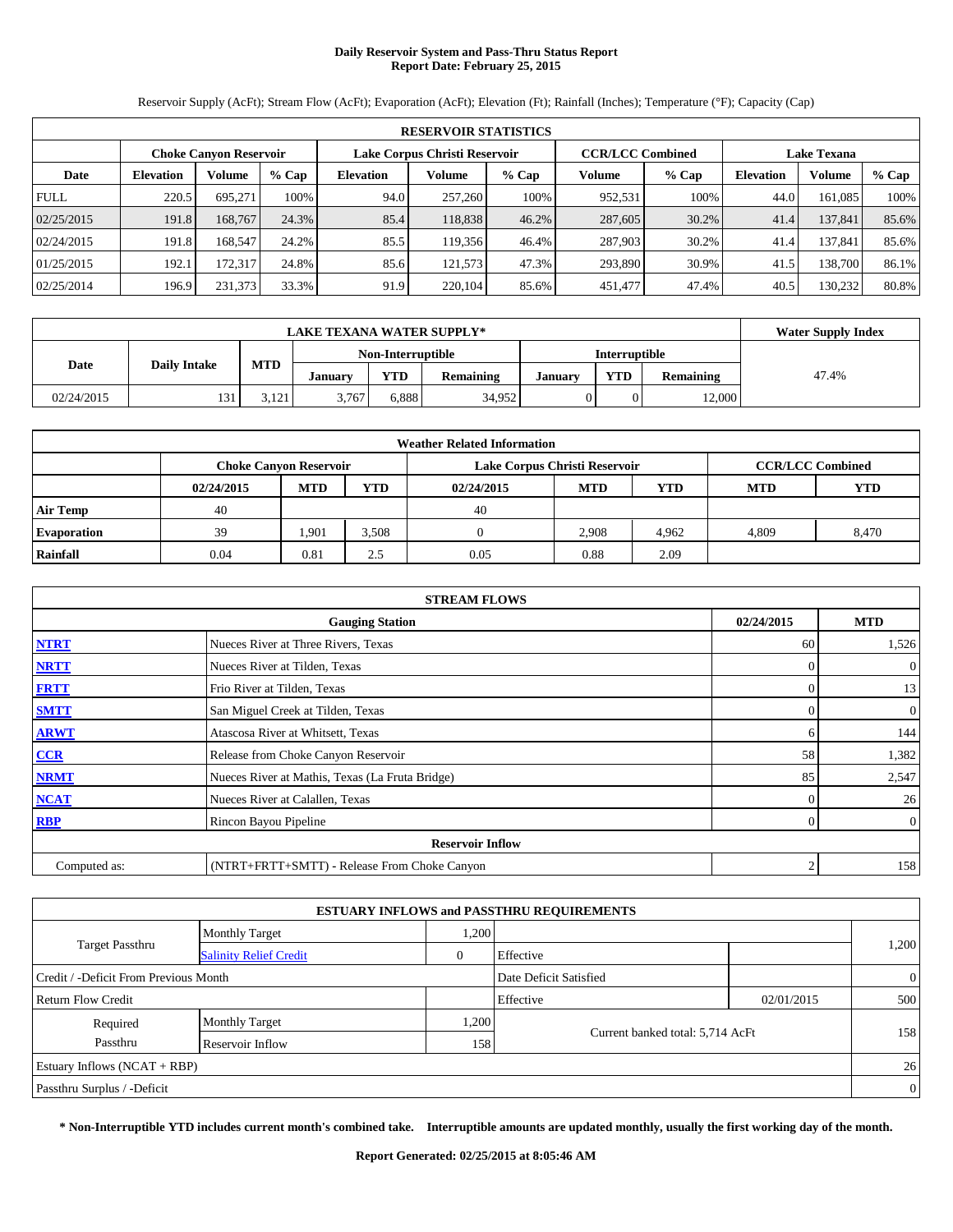# Daily Reservoir System and Pass-Thru Status Report
## Report Date: February 25, 2015

Reservoir Supply (AcFt); Stream Flow (AcFt); Evaporation (AcFt); Elevation (Ft); Rainfall (Inches); Temperature (°F); Capacity (Cap)

| RESERVOIR STATISTICS | | | | | | | | | | | |
|---|---|---|---|---|---|---|---|---|---|---|---|
| | Choke Canyon Reservoir | | | Lake Corpus Christi Reservoir | | | CCR/LCC Combined | | Lake Texana | | |
| Date | Elevation | Volume | % Cap | Elevation | Volume | % Cap | Volume | % Cap | Elevation | Volume | % Cap |
| FULL | 220.5 | 695,271 | 100% | 94.0 | 257,260 | 100% | 952,531 | 100% | 44.0 | 161,085 | 100% |
| 02/25/2015 | 191.8 | 168,767 | 24.3% | 85.4 | 118,838 | 46.2% | 287,605 | 30.2% | 41.4 | 137,841 | 85.6% |
| 02/24/2015 | 191.8 | 168,547 | 24.2% | 85.5 | 119,356 | 46.4% | 287,903 | 30.2% | 41.4 | 137,841 | 85.6% |
| 01/25/2015 | 192.1 | 172,317 | 24.8% | 85.6 | 121,573 | 47.3% | 293,890 | 30.9% | 41.5 | 138,700 | 86.1% |
| 02/25/2014 | 196.9 | 231,373 | 33.3% | 91.9 | 220,104 | 85.6% | 451,477 | 47.4% | 40.5 | 130,232 | 80.8% |

| LAKE TEXANA WATER SUPPLY* | | | | | | | | | Water Supply Index |
|---|---|---|---|---|---|---|---|---|---|
| Date | Daily Intake | MTD | Non-Interruptible | | | Interruptible | | | |
| | | | January | YTD | Remaining | January | YTD | Remaining | |
| 02/24/2015 | 131 | 3,121 | 3,767 | 6,888 | 34,952 | 0 | 0 | 12,000 | 47.4% |

| Weather Related Information | | | | | | | | |
|---|---|---|---|---|---|---|---|---|
| | Choke Canyon Reservoir | | | Lake Corpus Christi Reservoir | | | CCR/LCC Combined | |
| | 02/24/2015 | MTD | YTD | 02/24/2015 | MTD | YTD | MTD | YTD |
| Air Temp | 40 | | | 40 | | | | |
| Evaporation | 39 | 1,901 | 3,508 | 0 | 2,908 | 4,962 | 4,809 | 8,470 |
| Rainfall | 0.04 | 0.81 | 2.5 | 0.05 | 0.88 | 2.09 | | |

| STREAM FLOWS | | | |
|---|---|---|---|
| | Gauging Station | 02/24/2015 | MTD |
| NTRT | Nueces River at Three Rivers, Texas | 60 | 1,526 |
| NRTT | Nueces River at Tilden, Texas | 0 | 0 |
| FRTT | Frio River at Tilden, Texas | 0 | 13 |
| SMTT | San Miguel Creek at Tilden, Texas | 0 | 0 |
| ARWT | Atascosa River at Whitsett, Texas | 6 | 144 |
| CCR | Release from Choke Canyon Reservoir | 58 | 1,382 |
| NRMT | Nueces River at Mathis, Texas (La Fruta Bridge) | 85 | 2,547 |
| NCAT | Nueces River at Calallen, Texas | 0 | 26 |
| RBP | Rincon Bayou Pipeline | 0 | 0 |
| | Reservoir Inflow | | |
| Computed as: | (NTRT+FRTT+SMTT) - Release From Choke Canyon | 2 | 158 |

| ESTUARY INFLOWS and PASSTHRU REQUIREMENTS | | | | | |
|---|---|---|---|---|---|
| Target Passthru | Monthly Target | 1,200 | | | 1,200 |
| | Salinity Relief Credit | 0 | Effective | | |
| Credit / -Deficit From Previous Month | | | Date Deficit Satisfied | | 0 |
| Return Flow Credit | | | Effective | 02/01/2015 | 500 |
| Required Passthru | Monthly Target | 1,200 | Current banked total: 5,714 AcFt | | 158 |
| | Reservoir Inflow | 158 | | | |
| Estuary Inflows (NCAT + RBP) | | | | | 26 |
| Passthru Surplus / -Deficit | | | | | 0 |

**\* Non-Interruptible YTD includes current month's combined take. Interruptible amounts are updated monthly, usually the first working day of the month.**

**Report Generated: 02/25/2015 at 8:05:46 AM**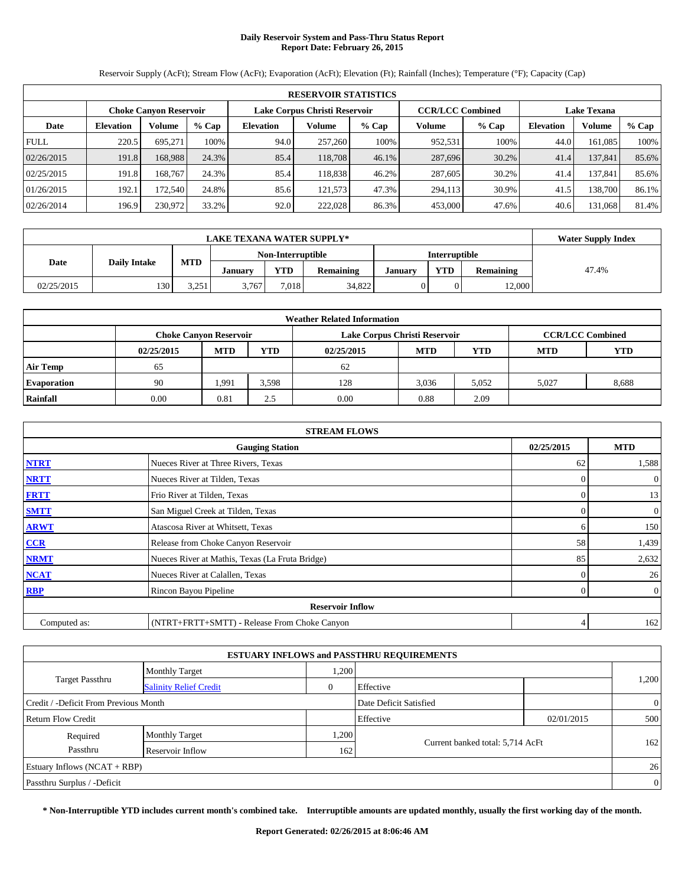# Daily Reservoir System and Pass-Thru Status Report
## Report Date: February 26, 2015

Reservoir Supply (AcFt); Stream Flow (AcFt); Evaporation (AcFt); Elevation (Ft); Rainfall (Inches); Temperature (°F); Capacity (Cap)

| RESERVOIR STATISTICS | | | | | | | | | | | |
|---|---|---|---|---|---|---|---|---|---|---|---|
| | Choke Canyon Reservoir | | | Lake Corpus Christi Reservoir | | | CCR/LCC Combined | | Lake Texana | | |
| Date | Elevation | Volume | % Cap | Elevation | Volume | % Cap | Volume | % Cap | Elevation | Volume | % Cap |
| FULL | 220.5 | 695,271 | 100% | 94.0 | 257,260 | 100% | 952,531 | 100% | 44.0 | 161,085 | 100% |
| 02/26/2015 | 191.8 | 168,988 | 24.3% | 85.4 | 118,708 | 46.1% | 287,696 | 30.2% | 41.4 | 137,841 | 85.6% |
| 02/25/2015 | 191.8 | 168,767 | 24.3% | 85.4 | 118,838 | 46.2% | 287,605 | 30.2% | 41.4 | 137,841 | 85.6% |
| 01/26/2015 | 192.1 | 172,540 | 24.8% | 85.6 | 121,573 | 47.3% | 294,113 | 30.9% | 41.5 | 138,700 | 86.1% |
| 02/26/2014 | 196.9 | 230,972 | 33.2% | 92.0 | 222,028 | 86.3% | 453,000 | 47.6% | 40.6 | 131,068 | 81.4% |

| LAKE TEXANA WATER SUPPLY* | | | | | | | | | Water Supply Index |
|---|---|---|---|---|---|---|---|---|---|
| Date | Daily Intake | MTD | Non-Interruptible | | | Interruptible | | | |
| | | | January | YTD | Remaining | January | YTD | Remaining | |
| 02/25/2015 | 130 | 3,251 | 3,767 | 7,018 | 34,822 | 0 | 0 | 12,000 | 47.4% |

| Weather Related Information | | | | | | | | |
|---|---|---|---|---|---|---|---|---|
| | Choke Canyon Reservoir | | | Lake Corpus Christi Reservoir | | | CCR/LCC Combined | |
| | 02/25/2015 | MTD | YTD | 02/25/2015 | MTD | YTD | MTD | YTD |
| Air Temp | 65 | | | 62 | | | | |
| Evaporation | 90 | 1,991 | 3,598 | 128 | 3,036 | 5,052 | 5,027 | 8,688 |
| Rainfall | 0.00 | 0.81 | 2.5 | 0.00 | 0.88 | 2.09 | | |

| STREAM FLOWS | | | |
|---|---|---|---|
| | Gauging Station | 02/25/2015 | MTD |
| NTRT | Nueces River at Three Rivers, Texas | 62 | 1,588 |
| NRTT | Nueces River at Tilden, Texas | 0 | 0 |
| FRTT | Frio River at Tilden, Texas | 0 | 13 |
| SMTT | San Miguel Creek at Tilden, Texas | 0 | 0 |
| ARWT | Atascosa River at Whitsett, Texas | 6 | 150 |
| CCR | Release from Choke Canyon Reservoir | 58 | 1,439 |
| NRMT | Nueces River at Mathis, Texas (La Fruta Bridge) | 85 | 2,632 |
| NCAT | Nueces River at Calallen, Texas | 0 | 26 |
| RBP | Rincon Bayou Pipeline | 0 | 0 |
| Reservoir Inflow | | | |
| Computed as: | (NTRT+FRTT+SMTT) - Release From Choke Canyon | 4 | 162 |

| ESTUARY INFLOWS and PASSTHRU REQUIREMENTS | | | | | |
|---|---|---|---|---|---|
| Target Passthru | Monthly Target | 1,200 | | | 1,200 |
| | Salinity Relief Credit | 0 | Effective | | |
| Credit / -Deficit From Previous Month | | | Date Deficit Satisfied | | 0 |
| Return Flow Credit | | | Effective | 02/01/2015 | 500 |
| Required Passthru | Monthly Target | 1,200 | Current banked total: 5,714 AcFt | | 162 |
| | Reservoir Inflow | 162 | | | |
| Estuary Inflows (NCAT + RBP) | | | | | 26 |
| Passthru Surplus / -Deficit | | | | | 0 |

**\* Non-Interruptible YTD includes current month's combined take. Interruptible amounts are updated monthly, usually the first working day of the month.**

**Report Generated: 02/26/2015 at 8:06:46 AM**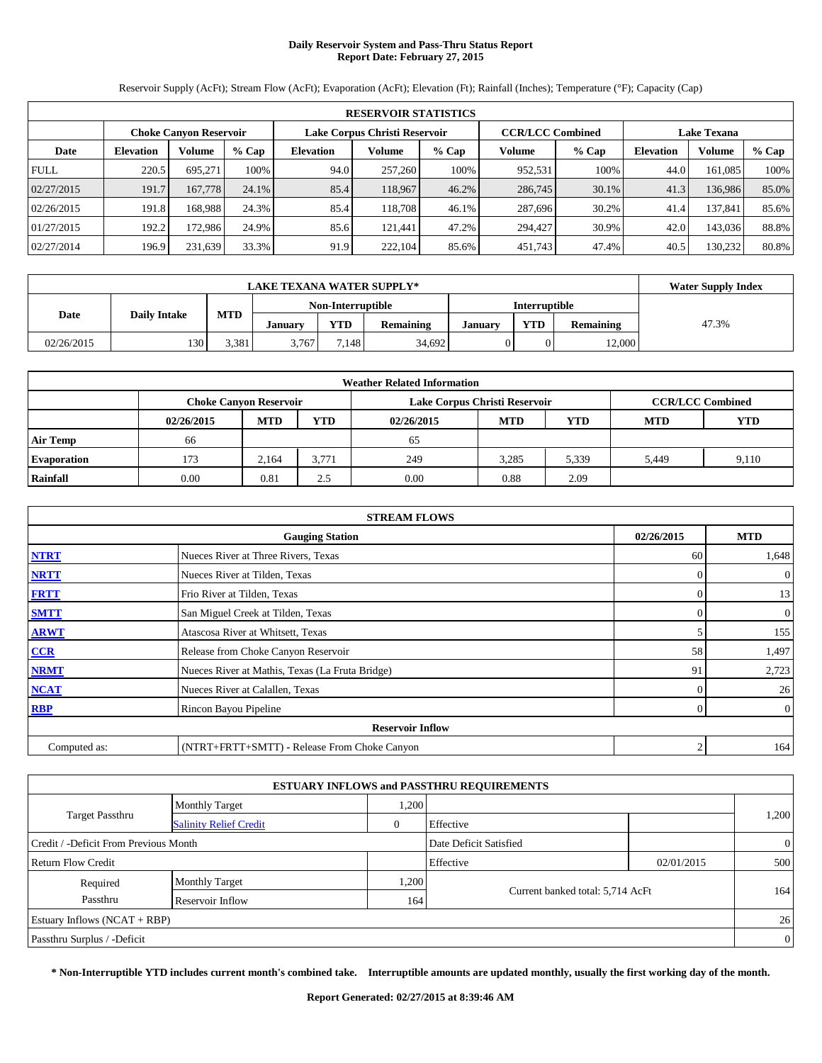# Daily Reservoir System and Pass-Thru Status Report
## Report Date: February 27, 2015

Reservoir Supply (AcFt); Stream Flow (AcFt); Evaporation (AcFt); Elevation (Ft); Rainfall (Inches); Temperature (°F); Capacity (Cap)

| RESERVOIR STATISTICS | | | | | | | | | | | |
|---|---|---|---|---|---|---|---|---|---|---|---|
| | Choke Canyon Reservoir | | | Lake Corpus Christi Reservoir | | | CCR/LCC Combined | | Lake Texana | | |
| Date | Elevation | Volume | % Cap | Elevation | Volume | % Cap | Volume | % Cap | Elevation | Volume | % Cap |
| FULL | 220.5 | 695,271 | 100% | 94.0 | 257,260 | 100% | 952,531 | 100% | 44.0 | 161,085 | 100% |
| 02/27/2015 | 191.7 | 167,778 | 24.1% | 85.4 | 118,967 | 46.2% | 286,745 | 30.1% | 41.3 | 136,986 | 85.0% |
| 02/26/2015 | 191.8 | 168,988 | 24.3% | 85.4 | 118,708 | 46.1% | 287,696 | 30.2% | 41.4 | 137,841 | 85.6% |
| 01/27/2015 | 192.2 | 172,986 | 24.9% | 85.6 | 121,441 | 47.2% | 294,427 | 30.9% | 42.0 | 143,036 | 88.8% |
| 02/27/2014 | 196.9 | 231,639 | 33.3% | 91.9 | 222,104 | 85.6% | 451,743 | 47.4% | 40.5 | 130,232 | 80.8% |

| LAKE TEXANA WATER SUPPLY* | | | | | | | | | Water Supply Index |
|---|---|---|---|---|---|---|---|---|---|
| Date | Daily Intake | MTD | Non-Interruptible | | | Interruptible | | | |
| | | | January | YTD | Remaining | January | YTD | Remaining | |
| 02/26/2015 | 130 | 3,381 | 3,767 | 7,148 | 34,692 | 0 | 0 | 12,000 | 47.3% |

| Weather Related Information | | | | | | | | |
|---|---|---|---|---|---|---|---|---|
| | Choke Canyon Reservoir | | | Lake Corpus Christi Reservoir | | | CCR/LCC Combined | |
| | 02/26/2015 | MTD | YTD | 02/26/2015 | MTD | YTD | MTD | YTD |
| Air Temp | 66 | | | 65 | | | | |
| Evaporation | 173 | 2,164 | 3,771 | 249 | 3,285 | 5,339 | 5,449 | 9,110 |
| Rainfall | 0.00 | 0.81 | 2.5 | 0.00 | 0.88 | 2.09 | | |

| STREAM FLOWS | | | |
|---|---|---|---|
| | Gauging Station | 02/26/2015 | MTD |
| NTRT | Nueces River at Three Rivers, Texas | 60 | 1,648 |
| NRTT | Nueces River at Tilden, Texas | 0 | 0 |
| FRTT | Frio River at Tilden, Texas | 0 | 13 |
| SMTT | San Miguel Creek at Tilden, Texas | 0 | 0 |
| ARWT | Atascosa River at Whitsett, Texas | 5 | 155 |
| CCR | Release from Choke Canyon Reservoir | 58 | 1,497 |
| NRMT | Nueces River at Mathis, Texas (La Fruta Bridge) | 91 | 2,723 |
| NCAT | Nueces River at Calallen, Texas | 0 | 26 |
| RBP | Rincon Bayou Pipeline | 0 | 0 |
| Reservoir Inflow | | | |
| Computed as: | (NTRT+FRTT+SMTT) - Release From Choke Canyon | 2 | 164 |

| ESTUARY INFLOWS and PASSTHRU REQUIREMENTS | | | | | |
|---|---|---|---|---|---|
| Target Passthru | Monthly Target | 1,200 | | | 1,200 |
| | Salinity Relief Credit | 0 | Effective | | |
| Credit / -Deficit From Previous Month | | | Date Deficit Satisfied | | 0 |
| Return Flow Credit | | | Effective | 02/01/2015 | 500 |
| Required Passthru | Monthly Target | 1,200 | Current banked total: 5,714 AcFt | | 164 |
| | Reservoir Inflow | 164 | | | |
| Estuary Inflows (NCAT + RBP) | | | | | 26 |
| Passthru Surplus / -Deficit | | | | | 0 |

**\* Non-Interruptible YTD includes current month's combined take. Interruptible amounts are updated monthly, usually the first working day of the month.**

**Report Generated: 02/27/2015 at 8:39:46 AM**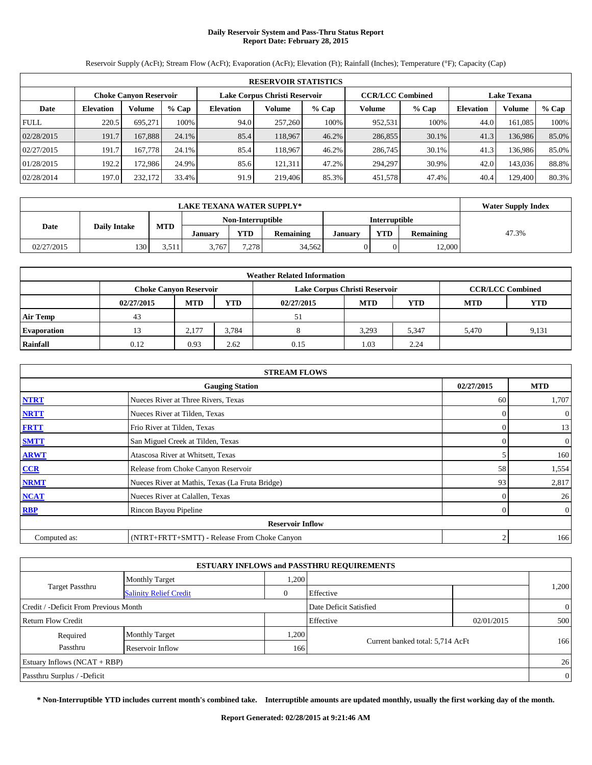# Daily Reservoir System and Pass-Thru Status Report
## Report Date: February 28, 2015

Reservoir Supply (AcFt); Stream Flow (AcFt); Evaporation (AcFt); Elevation (Ft); Rainfall (Inches); Temperature (°F); Capacity (Cap)

| RESERVOIR STATISTICS | | | | | | | | | | | |
|---|---|---|---|---|---|---|---|---|---|---|---|
| | Choke Canyon Reservoir | | | Lake Corpus Christi Reservoir | | | CCR/LCC Combined | | Lake Texana | | |
| Date | Elevation | Volume | % Cap | Elevation | Volume | % Cap | Volume | % Cap | Elevation | Volume | % Cap |
| FULL | 220.5 | 695,271 | 100% | 94.0 | 257,260 | 100% | 952,531 | 100% | 44.0 | 161,085 | 100% |
| 02/28/2015 | 191.7 | 167,888 | 24.1% | 85.4 | 118,967 | 46.2% | 286,855 | 30.1% | 41.3 | 136,986 | 85.0% |
| 02/27/2015 | 191.7 | 167,778 | 24.1% | 85.4 | 118,967 | 46.2% | 286,745 | 30.1% | 41.3 | 136,986 | 85.0% |
| 01/28/2015 | 192.2 | 172,986 | 24.9% | 85.6 | 121,311 | 47.2% | 294,297 | 30.9% | 42.0 | 143,036 | 88.8% |
| 02/28/2014 | 197.0 | 232,172 | 33.4% | 91.9 | 219,406 | 85.3% | 451,578 | 47.4% | 40.4 | 129,400 | 80.3% |

| LAKE TEXANA WATER SUPPLY* | | | | | | | | | Water Supply Index |
|---|---|---|---|---|---|---|---|---|---|
| Date | Daily Intake | MTD | Non-Interruptible | | | Interruptible | | | |
| | | | January | YTD | Remaining | January | YTD | Remaining | |
| 02/27/2015 | 130 | 3,511 | 3,767 | 7,278 | 34,562 | 0 | 0 | 12,000 | 47.3% |

| Weather Related Information | | | | | | | | |
|---|---|---|---|---|---|---|---|---|
| | Choke Canyon Reservoir | | | Lake Corpus Christi Reservoir | | | CCR/LCC Combined | |
| | 02/27/2015 | MTD | YTD | 02/27/2015 | MTD | YTD | MTD | YTD |
| Air Temp | 43 | | | 51 | | | | |
| Evaporation | 13 | 2,177 | 3,784 | 8 | 3,293 | 5,347 | 5,470 | 9,131 |
| Rainfall | 0.12 | 0.93 | 2.62 | 0.15 | 1.03 | 2.24 | | |

| STREAM FLOWS | | | |
|---|---|---|---|
| | Gauging Station | 02/27/2015 | MTD |
| NTRT | Nueces River at Three Rivers, Texas | 60 | 1,707 |
| NRTT | Nueces River at Tilden, Texas | 0 | 0 |
| FRTT | Frio River at Tilden, Texas | 0 | 13 |
| SMTT | San Miguel Creek at Tilden, Texas | 0 | 0 |
| ARWT | Atascosa River at Whitsett, Texas | 5 | 160 |
| CCR | Release from Choke Canyon Reservoir | 58 | 1,554 |
| NRMT | Nueces River at Mathis, Texas (La Fruta Bridge) | 93 | 2,817 |
| NCAT | Nueces River at Calallen, Texas | 0 | 26 |
| RBP | Rincon Bayou Pipeline | 0 | 0 |
| | Reservoir Inflow | | |
| Computed as: | (NTRT+FRTT+SMTT) - Release From Choke Canyon | 2 | 166 |

| ESTUARY INFLOWS and PASSTHRU REQUIREMENTS | | | | | |
|---|---|---|---|---|---|
| Target Passthru | Monthly Target | 1,200 | | | 1,200 |
| | Salinity Relief Credit | 0 | Effective | | |
| Credit / -Deficit From Previous Month | | | Date Deficit Satisfied | | 0 |
| Return Flow Credit | | | Effective | 02/01/2015 | 500 |
| Required Passthru | Monthly Target | 1,200 | Current banked total: 5,714 AcFt | | 166 |
| | Reservoir Inflow | 166 | | | |
| Estuary Inflows (NCAT + RBP) | | | | | 26 |
| Passthru Surplus / -Deficit | | | | | 0 |

**\* Non-Interruptible YTD includes current month's combined take. Interruptible amounts are updated monthly, usually the first working day of the month.**

**Report Generated: 02/28/2015 at 9:21:46 AM**